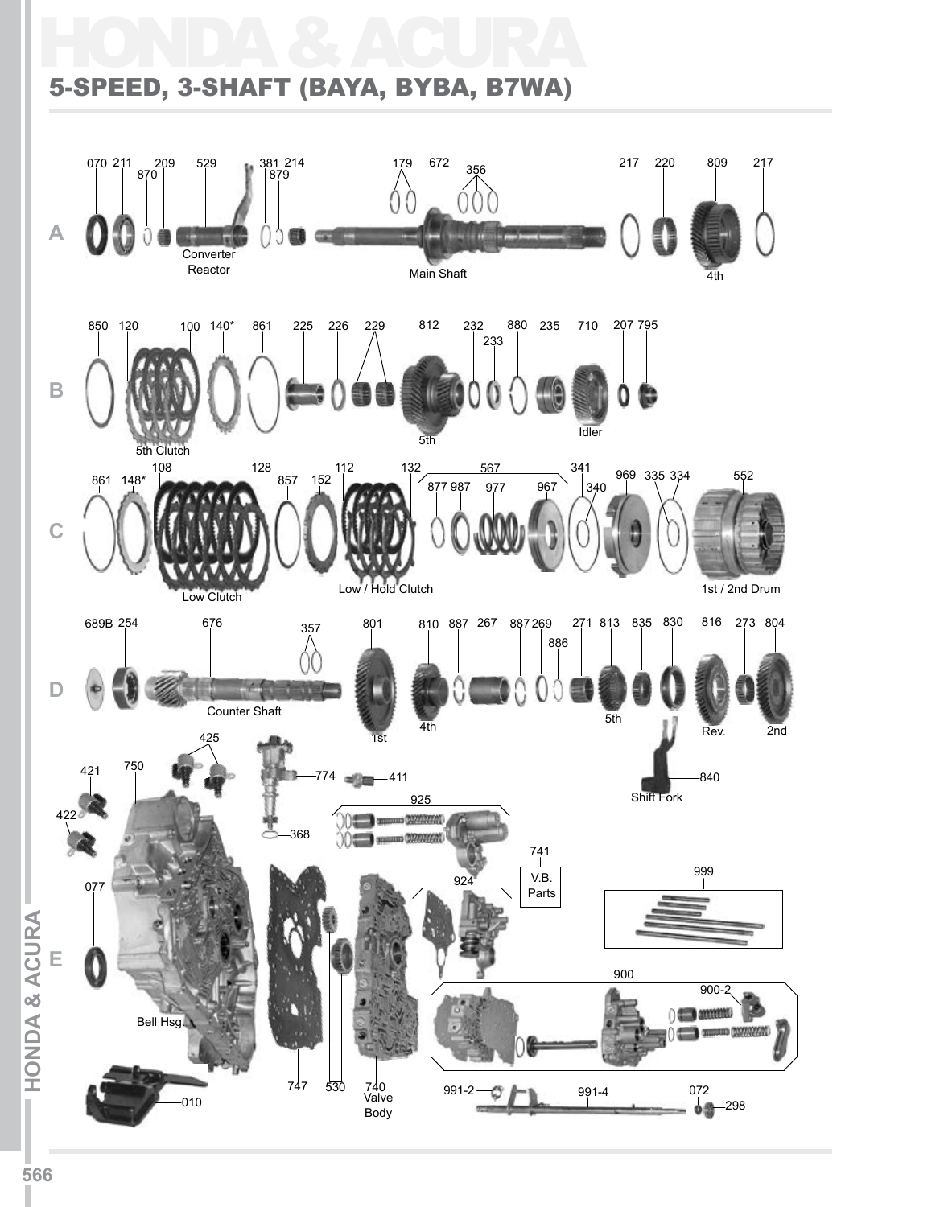# HONDA & ACURA

## 5-SPEED, 3-SHAFT (BAYA, BYBA, B7WA)

A

070 211 870 209 529 381 879 214 179 672 356 217 220 809 217

Converter Reactor

Main Shaft

4th

B

850 120 100 140* 861 225 226 229 812 232 233 880 235 710 207 795

5th Clutch

5th

Idler

C

861 148* 108 128 857 152 112 132 567 877 987 977 967 341 340 969 335 334 552

Low Clutch

Low / Hold Clutch

1st / 2nd Drum

D

689B 254 676 357 801 810 887 267 887 269 886 271 813 835 830 816 273 804

Counter Shaft

1st

4th

5th

Rev.

2nd

E

425 421 750 422 774 411 368 925 741 V.B. Parts 924 999 077 840 Shift Fork

Bell Hsg.

900 900-2

010 747 530 740 Valve Body

991-2 991-4 072 298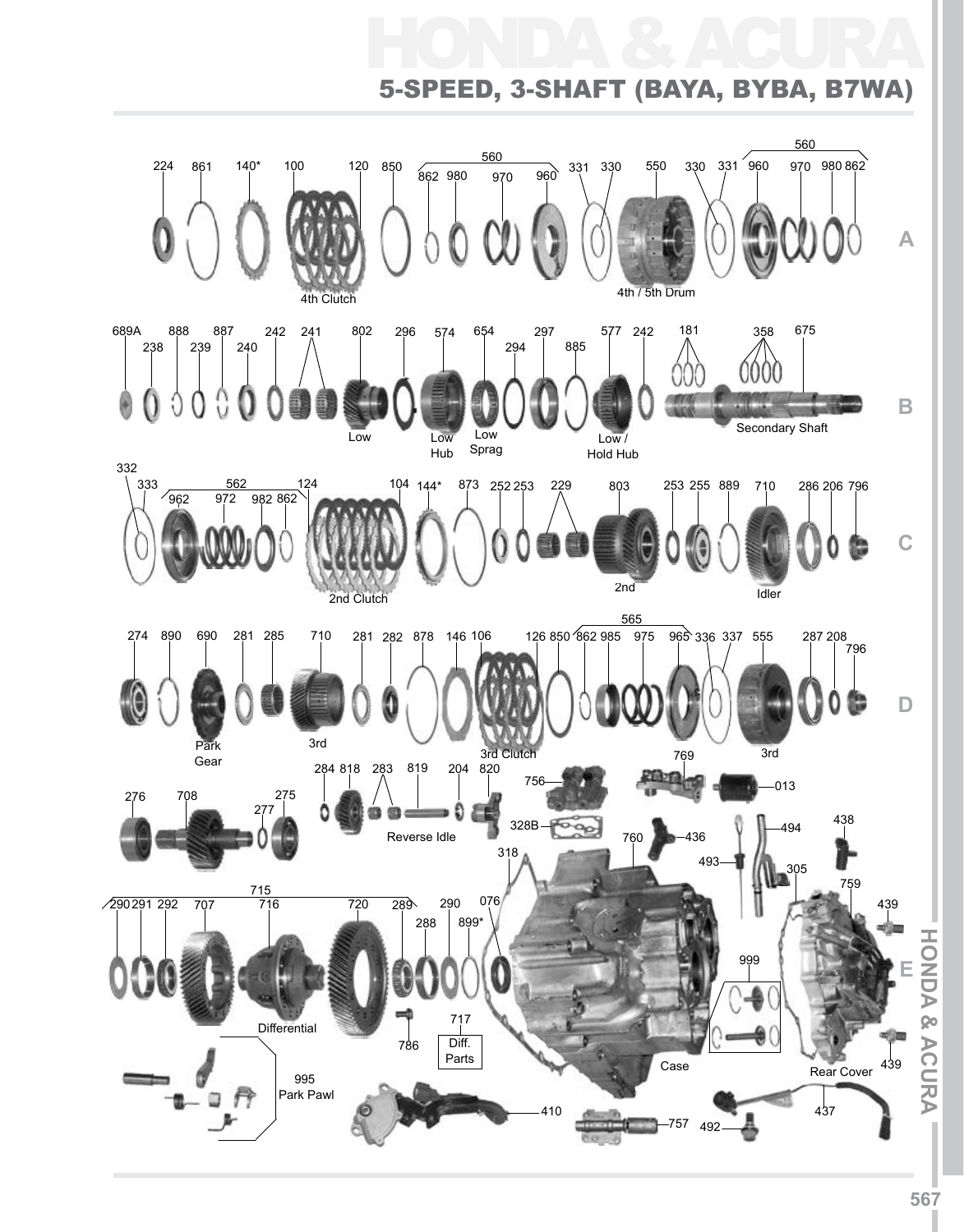# HONDA & ACURA

## 5-SPEED, 3-SHAFT (BAYA, BYBA, B7WA)

224 861 140* 100 120 850 560 862 980 970 960 331 330 550 330 331 560 960 970 980 862

4th Clutch

4th / 5th Drum

689A 238 888 239 887 240 242 241 802 296 574 654 294 297 885 577 242 181 358 675

Low

Low Hub

Low Sprag

Low / Hold Hub

Secondary Shaft

332 333 562 962 972 982 862 124 104 144* 873 252 253 229 803 253 255 889 710 286 206 796

2nd Clutch

2nd

Idler

274 890 690 281 285 710 281 282 878 146 106 126 850 565 862 985 975 965 336 337 555 287 208 796

Park Gear

3rd

3rd Clutch

3rd

276 708 277 275

284 818 283 819 204 820

Reverse Idle

756 769 013

328B 760 436 494 438

318 493 305 759

715 290 291 292 707 716 720 289 288 290 899* 076 439

999

Differential

717 Diff. Parts

786

Case

Rear Cover 439

995 Park Pawl

410 757 492 437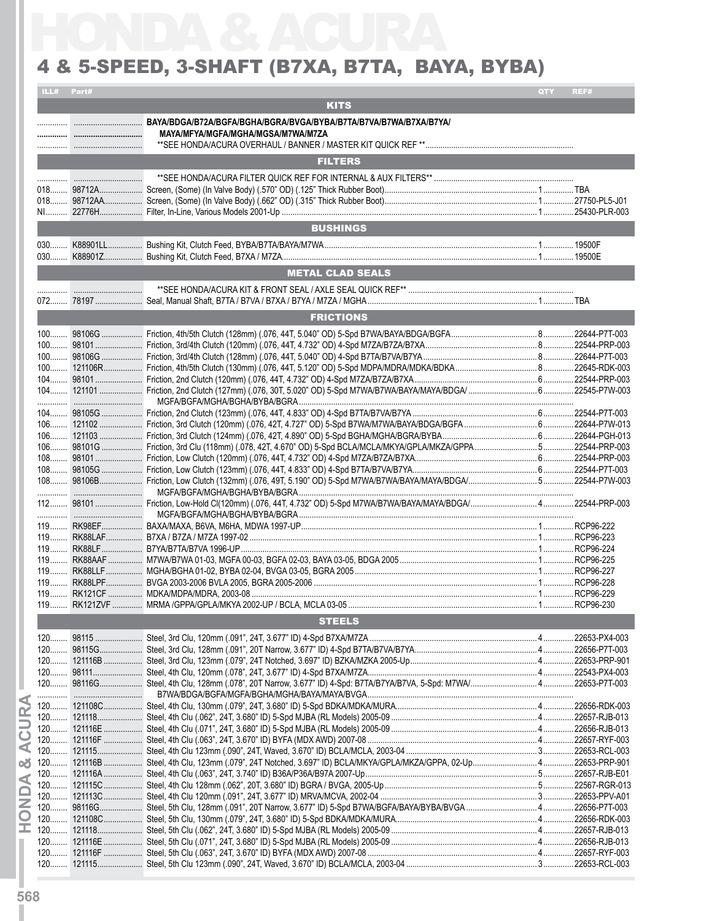# HONDA & ACURA

## 4 & 5-SPEED, 3-SHAFT (B7XA, B7TA, BAYA, BYBA)

| ILL# | Part# | | QTY | REF# |
|---|---|---|---|---|
| | | **KITS** | | |
| .............. | ................................ | BAYA/BDGA/B72A/BGFA/BGHA/BGRA/BVGA/BYBA/B7TA/B7VA/B7WA/B7XA/B7YA/ | | |
| .............. | ................................ | MAYA/MFYA/MGFA/MGHA/MGSA/M7WA/M7ZA | | |
| .............. | ................................ | **SEE HONDA/ACURA OVERHAUL / BANNER / MASTER KIT QUICK REF ** | | |
| | | **FILTERS** | | |
| .............. | ................................ | **SEE HONDA/ACURA FILTER QUICK REF FOR INTERNAL & AUX FILTERS** | | |
| 018 | 98712A | Screen, (Some) (In Valve Body) (.570" OD) (.125" Thick Rubber Boot) | 1 | TBA |
| 018 | 98712AA | Screen, (Some) (In Valve Body) (.662" OD) (.315" Thick Rubber Boot) | 1 | 27750-PL5-J01 |
| NI | 22776H | Filter, In-Line, Various Models 2001-Up | 1 | 25430-PLR-003 |
| | | **BUSHINGS** | | |
| 030 | K88901LL | Bushing Kit, Clutch Feed, BYBA/B7TA/BAYA/M7WA | 1 | 19500F |
| 030 | K88901Z | Bushing Kit, Clutch Feed, B7XA / M7ZA | 1 | 19500E |
| | | **METAL CLAD SEALS** | | |
| .............. | ................................ | **SEE HONDA/ACURA KIT & FRONT SEAL / AXLE SEAL QUICK REF** | | |
| 072 | 78197 | Seal, Manual Shaft, B7TA / B7VA / B7XA / B7YA / M7ZA / MGHA | 1 | TBA |
| | | **FRICTIONS** | | |
| 100 | 98106G | Friction, 4th/5th Clutch (128mm) (.076, 44T, 5.040" OD) 5-Spd B7WA/BAYA/BDGA/BGFA | 8 | 22644-P7T-003 |
| 100 | 98101 | Friction, 3rd/4th Clutch (120mm) (.076, 44T, 4.732" OD) 4-Spd M7ZA/B7ZA/B7XA | 8 | 22544-PRP-003 |
| 100 | 98106G | Friction, 3rd/4th Clutch (128mm) (.076, 44T, 5.040" OD) 4-Spd B7TA/B7VA/B7YA | 8 | 22644-P7T-003 |
| 100 | 121106R | Friction, 4th/5th Clutch (130mm) (.076, 44T, 5.120" OD) 5-Spd MDPA/MDRA/MDKA/BDKA | 8 | 22645-RDK-003 |
| 104 | 98101 | Friction, 2nd Clutch (120mm) (.076, 44T, 4.732" OD) 4-Spd M7ZA/B7ZA/B7XA | 6 | 22544-PRP-003 |
| 104 | 121101 | Friction, 2nd Clutch (127mm) (.076, 30T, 5.020" OD) 5-Spd M7WA/B7WA/BAYA/MAYA/BDGA/ | 6 | 22545-P7W-003 |
| .............. | ................................ | MGFA/BGFA/MGHA/BGHA/BYBA/BGRA | | |
| 104 | 98105G | Friction, 2nd Clutch (123mm) (.076, 44T, 4.833" OD) 4-Spd B7TA/B7VA/B7YA | 6 | 22544-P7T-003 |
| 106 | 121102 | Friction, 3rd Clutch (120mm) (.076, 42T, 4.727" OD) 5-Spd B7WA/M7WA/BAYA/BDGA/BGFA | 6 | 22644-P7W-013 |
| 106 | 121103 | Friction, 3rd Clutch (124mm) (.076, 42T, 4.890" OD) 5-Spd BGHA/MGHA/BGRA/BYBA | 6 | 22644-PGH-013 |
| 106 | 98101G | Friction, 3rd Clu (118mm) (.078, 42T, 4.670" OD) 5-Spd BCLA/MCLA/MKYA/GPLA/MKZA/GPPA | 5 | 22544-PRP-003 |
| 108 | 98101 | Friction, Low Clutch (120mm) (.076, 44T, 4.732" OD) 4-Spd M7ZA/B7ZA/B7XA | 6 | 22544-PRP-003 |
| 108 | 98105G | Friction, Low Clutch (123mm) (.076, 44T, 4.833" OD) 4-Spd B7TA/B7VA/B7YA | 6 | 22544-P7T-003 |
| 108 | 98106B | Friction, Low Clutch (132mm) (.076, 49T, 5.190" OD) 5-Spd M7WA/B7WA/BAYA/MAYA/BDGA/ | 5 | 22544-P7W-003 |
| .............. | ................................ | MGFA/BGFA/MGHA/BGHA/BYBA/BGRA | | |
| 112 | 98101 | Friction, Low-Hold Cl(120mm) (.076, 44T, 4.732" OD) 5-Spd M7WA/B7WA/BAYA/MAYA/BDGA/ | 4 | 22544-PRP-003 |
| .............. | ................................ | MGFA/BGFA/MGHA/BGHA/BYBA/BGRA | | |
| 119 | RK98EF | BAXA/MAXA, B6VA, M6HA, MDWA 1997-UP | 1 | RCP96-222 |
| 119 | RK88LAF | B7XA / B7ZA / M7ZA 1997-02 | 1 | RCP96-223 |
| 119 | RK88LF | B7YA/B7TA/B7VA 1996-UP | 1 | RCP96-224 |
| 119 | RK88AAF | M7WA/B7WA 01-03, MGFA 00-03, BGFA 02-03, BAYA 03-05, BDGA 2005 | 1 | RCP96-225 |
| 119 | RK88LLF | MGHA/BGHA 01-02, BYBA 02-04, BVGA 03-05, BGRA 2005 | 1 | RCP96-227 |
| 119 | RK88LPF | BVGA 2003-2006 BVLA 2005, BGRA 2005-2006 | 1 | RCP96-228 |
| 119 | RK121CF | MDKA/MDPA/MDRA, 2003-08 | 1 | RCP96-229 |
| 119 | RK121ZVF | MRMA /GPPA/GPLA/MKYA 2002-UP / BCLA, MCLA 03-05 | 1 | RCP96-230 |
| | | **STEELS** | | |
| 120 | 98115 | Steel, 3rd Clu, 120mm (.091", 24T, 3.677" ID) 4-Spd B7XA/M7ZA | 4 | 22653-PX4-003 |
| 120 | 98115G | Steel, 3rd Clu, 128mm (.091", 20T Narrow, 3.677" ID) 4-Spd B7TA/B7VA/B7YA | 4 | 22656-P7T-003 |
| 120 | 121116B | Steel, 3rd Clu, 123mm (.079", 24T Notched, 3.697" ID) BZKA/MZKA 2005-Up | 4 | 22653-PRP-901 |
| 120 | 98111 | Steel, 4th Clu, 120mm (.078", 24T, 3.677" ID) 4-Spd B7XA/M7ZA | 4 | 22543-PX4-003 |
| 120 | 98116G | Steel, 4th Clu, 128mm (.078", 20T Narrow, 3.677" ID) 4-Spd: B7TA/B7YA/B7VA, 5-Spd: M7WA/ | 4 | 22653-P7T-003 |
| .............. | ................................ | B7WA/BDGA/BGFA/MGFA/BGHA/MGHA/BAYA/MAYA/BVGA | | |
| 120 | 121108C | Steel, 4th Clu, 130mm (.079", 24T, 3.680" ID) 5-Spd BDKA/MDKA/MURA | 4 | 22656-RDK-003 |
| 120 | 121118 | Steel, 4th Clu (.062", 24T, 3.680" ID) 5-Spd MJBA (RL Models) 2005-09 | 4 | 22657-RJB-013 |
| 120 | 121116E | Steel, 4th Clu (.071", 24T, 3.680" ID) 5-Spd MJBA (RL Models) 2005-09 | 4 | 22656-RJB-013 |
| 120 | 121116F | Steel, 4th Clu (.063", 24T, 3.670" ID) BYFA (MDX AWD) 2007-08 | 4 | 22657-RYF-003 |
| 120 | 121115 | Steel, 4th Clu 123mm (.090", 24T, Waved, 3.670" ID) BCLA/MCLA, 2003-04 | 3 | 22653-RCL-003 |
| 120 | 121116B | Steel, 4th Clu, 123mm (.079", 24T Notched, 3.697" ID) BCLA/MKYA/GPLA/MKZA/GPPA, 02-Up | 4 | 22653-PRP-901 |
| 120 | 121116A | Steel, 4th Clu (.063", 24T, 3.740" ID) B36A/P36A/B97A 2007-Up | 5 | 22657-RJB-E01 |
| 120 | 121115C | Steel, 4th Clu 128mm (.062", 20T, 3.680" ID) BGRA / BVGA, 2005-Up | 5 | 22567-RGR-013 |
| 120 | 121113C | Steel, 4th Clu 120mm (.091", 24T, 3.677" ID) MRVA/MCVA, 2002-04 | 3 | 22653-PPV-A01 |
| 120 | 98116G | Steel, 5th Clu, 128mm (.091", 20T Narrow, 3.677" ID) 5-Spd B7WA/BGFA/BAYA/BYBA/BVGA | 4 | 22656-P7T-003 |
| 120 | 121108C | Steel, 5th Clu, 130mm (.079", 24T, 3.680" ID) 5-Spd BDKA/MDKA/MURA | 4 | 22656-RDK-003 |
| 120 | 121118 | Steel, 5th Clu (.062", 24T, 3.680" ID) 5-Spd MJBA (RL Models) 2005-09 | 4 | 22657-RJB-013 |
| 120 | 121116E | Steel, 5th Clu (.071", 24T, 3.680" ID) 5-Spd MJBA (RL Models) 2005-09 | 4 | 22656-RJB-013 |
| 120 | 121116F | Steel, 5th Clu (.063", 24T, 3.670" ID) BYFA (MDX AWD) 2007-08 | 4 | 22657-RYF-003 |
| 120 | 121115 | Steel, 5th Clu 123mm (.090", 24T, Waved, 3.670" ID) BCLA/MCLA, 2003-04 | 3 | 22653-RCL-003 |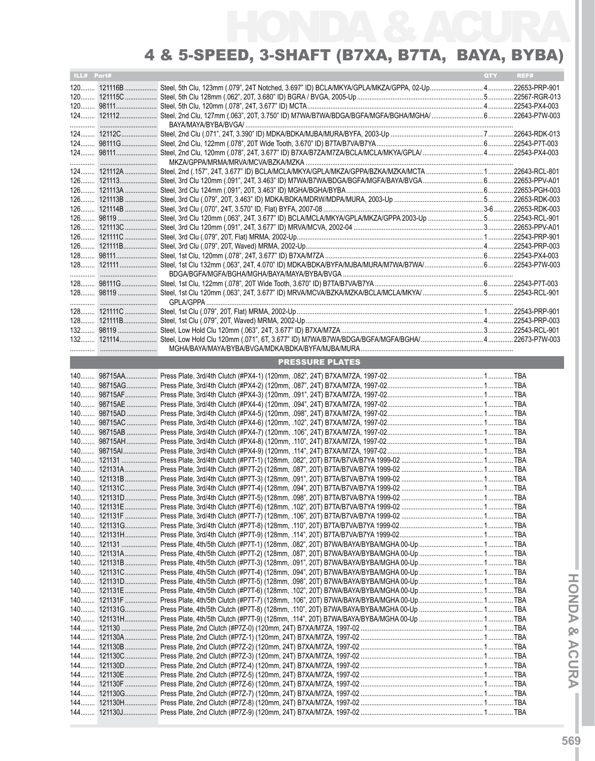# HONDA & ACURA

## 4 & 5-SPEED, 3-SHAFT (B7XA, B7TA, BAYA, BYBA)

| ILL# | Part# | | QTY | REF# |
|---|---|---|---|---|
| 120 | 121116B | Steel, 5th Clu, 123mm (.079", 24T Notched, 3.697" ID) BCLA/MKYA/GPLA/MKZA/GPPA, 02-Up | 4 | 22653-PRP-901 |
| 120 | 121115C | Steel, 5th Clu 128mm (.062", 20T, 3.680" ID) BGRA / BVGA, 2005-Up | 5 | 22567-RGR-013 |
| 120 | 98111 | Steel, 5th Clu, 120mm (.078", 24T, 3.677" ID) MCTA | 4 | 22543-PX4-003 |
| 124 | 121112 | Steel, 2nd Clu, 127mm (.063", 20T, 3.750" ID) M7WA/B7WA/BDGA/BGFA/MGFA/BGHA/MGHA/ BAYA/MAYA/BYBA/BVGA/ | 6 | 22643-P7W-003 |
| 124 | 12112C | Steel, 2nd Clu (.071", 24T, 3.390" ID) MDKA/BDKA/MJBA/MURA/BYFA, 2003-Up | 7 | 22643-RDK-013 |
| 124 | 98111G | Steel, 2nd Clu, 122mm (.078", 20T Wide Tooth, 3.670" ID) B7TA/B7VA/B7YA | 6 | 22543-P7T-003 |
| 124 | 98111 | Steel, 2nd Clu, 120mm (.078", 24T, 3.677" ID) B7XA/B7ZA/M7ZA/BCLA/MCLA/MKYA/GPLA/ MKZA/GPPA/MRMA/MRVA/MCVA/BZKA/MZKA | 4 | 22543-PX4-003 |
| 124 | 121112A | Steel, 2nd (.157", 24T, 3.677" ID) BCLA/MCLA/MKYA/GPLA/MKZA/GPPA/BZKA/MZKA/MCTA | 1 | 22643-RCL-801 |
| 126 | 121113 | Steel, 3rd Clu 120mm (.091", 24T, 3.463" ID) M7WA/B7WA/BDGA/BGFA/MGFA/BAYA/BVGA | 6 | 22653-PPV-A01 |
| 126 | 121113A | Steel, 3rd Clu 124mm (.091", 20T, 3.463" ID) MGHA/BGHA/BYBA | 6 | 22653-PGH-003 |
| 126 | 121113B | Steel, 3rd Clu (.079", 20T, 3.463" ID) MDKA/BDKA/MDRW/MDPA/MURA, 2003-Up | 5 | 22653-RDK-003 |
| 126 | 121114B | Steel, 3rd Clu (.070", 24T, 3.570" ID, Flat) BYFA, 2007-08 | 3-6 | 22653-RDK-003 |
| 126 | 98119 | Steel, 3rd Clu 120mm (.063", 24T, 3.677" ID) BCLA/MCLA/MKYA/GPLA/MKZA/GPPA 2003-Up | 5 | 22543-RCL-901 |
| 126 | 121113C | Steel, 3rd Clu 120mm (.091", 24T, 3.677" ID) MRVA/MCVA, 2002-04 | 3 | 22653-PPV-A01 |
| 126 | 121111C | Steel, 3rd Clu (.079", 20T, Flat) MRMA, 2002-Up | 1 | 22543-PRP-901 |
| 126 | 121111B | Steel, 3rd Clu (.079", 20T, Waved) MRMA, 2002-Up | 4 | 22543-PRP-003 |
| 128 | 98111 | Steel, 1st Clu, 120mm (.078", 24T, 3.677" ID) B7XA/M7ZA | 6 | 22543-PX4-003 |
| 128 | 121111 | Steel, 1st Clu 132mm (.063", 24T, 4.070" ID) MDKA/BDKA/BYFA/MJBA/MURA/M7WA/B7WA/ BDGA/BGFA/MGFA/BGHA/MGHA/BAYA/MAYA/BYBA/BVGA | 6 | 22543-P7W-003 |
| 128 | 98111G | Steel, 1st Clu, 122mm (.078", 20T Wide Tooth, 3.670" ID) B7TA/B7VA/B7YA | 6 | 22543-P7T-003 |
| 128 | 98119 | Steel, 1st Clu 120mm (.063", 24T, 3.677" ID) MRVA/MCVA/BZKA/MZKA/BCLA/MCLA/MKYA/ GPLA/GPPA | 5 | 22543-RCL-901 |
| 128 | 121111C | Steel, 1st Clu (.079", 20T, Flat) MRMA, 2002-Up | 1 | 22543-PRP-901 |
| 128 | 121111B | Steel, 1st Clu (.079", 20T, Waved) MRMA, 2002-Up | 4 | 22543-PRP-003 |
| 132 | 98119 | Steel, Low Hold Clu 120mm (.063", 24T, 3.677" ID) B7XA/M7ZA | 3 | 22543-RCL-901 |
| 132 | 121114 | Steel, Low Hold Clu 120mm (.071", 6T, 3.677" ID) M7WA/B7WA/BDGA/BGFA/MGFA/BGHA/ MGHA/BAYA/MAYA/BYBA/BVGA/MDKA/BDKA/BYFA/MJBA/MURA | 4 | 22673-P7W-003 |

### PRESSURE PLATES

| ILL# | Part# | | QTY | REF# |
|---|---|---|---|---|
| 140 | 98715AA | Press Plate, 3rd/4th Clutch (#PX4-1) (120mm, .082", 24T) B7XA/M7ZA, 1997-02 | 1 | TBA |
| 140 | 98715AG | Press Plate, 3rd/4th Clutch (#PX4-2) (120mm, .087", 24T) B7XA/M7ZA, 1997-02 | 1 | TBA |
| 140 | 98715AF | Press Plate, 3rd/4th Clutch (#PX4-3) (120mm, .091", 24T) B7XA/M7ZA, 1997-02 | 1 | TBA |
| 140 | 98715AE | Press Plate, 3rd/4th Clutch (#PX4-4) (120mm, .094", 24T) B7XA/M7ZA, 1997-02 | 1 | TBA |
| 140 | 98715AD | Press Plate, 3rd/4th Clutch (#PX4-5) (120mm, .098", 24T) B7XA/M7ZA, 1997-02 | 1 | TBA |
| 140 | 98715AC | Press Plate, 3rd/4th Clutch (#PX4-6) (120mm, .102", 24T) B7XA/M7ZA, 1997-02 | 1 | TBA |
| 140 | 98715AB | Press Plate, 3rd/4th Clutch (#PX4-7) (120mm, .106", 24T) B7XA/M7ZA, 1997-02 | 1 | TBA |
| 140 | 98715AH | Press Plate, 3rd/4th Clutch (#PX4-8) (120mm, .110", 24T) B7XA/M7ZA, 1997-02 | 1 | TBA |
| 140 | 98715AI | Press Plate, 3rd/4th Clutch (#PX4-9) (120mm, .114", 24T) B7XA/M7ZA, 1997-02 | 1 | TBA |
| 140 | 121131 | Press Plate, 3rd/4th Clutch (#P7T-1) (128mm, .082", 20T) B7TA/B7VA/B7YA 1999-02 | 1 | TBA |
| 140 | 121131A | Press Plate, 3rd/4th Clutch (#P7T-2) (128mm, .087", 20T) B7TA/B7VA/B7YA 1999-02 | 1 | TBA |
| 140 | 121131B | Press Plate, 3rd/4th Clutch (#P7T-3) (128mm, .091", 20T) B7TA/B7VA/B7YA 1999-02 | 1 | TBA |
| 140 | 121131C | Press Plate, 3rd/4th Clutch (#P7T-4) (128mm, .094", 20T) B7TA/B7VA/B7YA 1999-02 | 1 | TBA |
| 140 | 121131D | Press Plate, 3rd/4th Clutch (#P7T-5) (128mm, .098", 20T) B7TA/B7VA/B7YA 1999-02 | 1 | TBA |
| 140 | 121131E | Press Plate, 3rd/4th Clutch (#P7T-6) (128mm, .102", 20T) B7TA/B7VA/B7YA 1999-02 | 1 | TBA |
| 140 | 121131F | Press Plate, 3rd/4th Clutch (#P7T-7) (128mm, .106", 20T) B7TA/B7VA/B7YA 1999-02 | 1 | TBA |
| 140 | 121131G | Press Plate, 3rd/4th Clutch (#P7T-8) (128mm, .110", 20T) B7TA/B7VA/B7YA 1999-02 | 1 | TBA |
| 140 | 121131H | Press Plate, 3rd/4th Clutch (#P7T-9) (128mm, .114", 20T) B7TA/B7VA/B7YA 1999-02 | 1 | TBA |
| 140 | 121131 | Press Plate, 4th/5th Clutch (#P7T-1) (128mm, .082", 20T) B7WA/BAYA/BYBA/MGHA 00-Up | 1 | TBA |
| 140 | 121131A | Press Plate, 4th/5th Clutch (#P7T-2) (128mm, .087", 20T) B7WA/BAYA/BYBA/MGHA 00-Up | 1 | TBA |
| 140 | 121131B | Press Plate, 4th/5th Clutch (#P7T-3) (128mm, .091", 20T) B7WA/BAYA/BYBA/MGHA 00-Up | 1 | TBA |
| 140 | 121131C | Press Plate, 4th/5th Clutch (#P7T-4) (128mm, .094", 20T) B7WA/BAYA/BYBA/MGHA 00-Up | 1 | TBA |
| 140 | 121131D | Press Plate, 4th/5th Clutch (#P7T-5) (128mm, .098", 20T) B7WA/BAYA/BYBA/MGHA 00-Up | 1 | TBA |
| 140 | 121131E | Press Plate, 4th/5th Clutch (#P7T-6) (128mm, .102", 20T) B7WA/BAYA/BYBA/MGHA 00-Up | 1 | TBA |
| 140 | 121131F | Press Plate, 4th/5th Clutch (#P7T-7) (128mm, .106", 20T) B7WA/BAYA/BYBA/MGHA 00-Up | 1 | TBA |
| 140 | 121131G | Press Plate, 4th/5th Clutch (#P7T-8) (128mm, .110", 20T) B7WA/BAYA/BYBA/MGHA 00-Up | 1 | TBA |
| 140 | 121131H | Press Plate, 4th/5th Clutch (#P7T-9) (128mm, .114", 20T) B7WA/BAYA/BYBA/MGHA 00-Up | 1 | TBA |
| 144 | 121130 | Press Plate, 2nd Clutch (#P7Z-0) (120mm, 24T) B7XA/M7ZA, 1997-02 | 1 | TBA |
| 144 | 121130A | Press Plate, 2nd Clutch (#P7Z-1) (120mm, 24T) B7XA/M7ZA, 1997-02 | 1 | TBA |
| 144 | 121130B | Press Plate, 2nd Clutch (#P7Z-2) (120mm, 24T) B7XA/M7ZA, 1997-02 | 1 | TBA |
| 144 | 121130C | Press Plate, 2nd Clutch (#P7Z-3) (120mm, 24T) B7XA/M7ZA, 1997-02 | 1 | TBA |
| 144 | 121130D | Press Plate, 2nd Clutch (#P7Z-4) (120mm, 24T) B7XA/M7ZA, 1997-02 | 1 | TBA |
| 144 | 121130E | Press Plate, 2nd Clutch (#P7Z-5) (120mm, 24T) B7XA/M7ZA, 1997-02 | 1 | TBA |
| 144 | 121130F | Press Plate, 2nd Clutch (#P7Z-6) (120mm, 24T) B7XA/M7ZA, 1997-02 | 1 | TBA |
| 144 | 121130G | Press Plate, 2nd Clutch (#P7Z-7) (120mm, 24T) B7XA/M7ZA, 1997-02 | 1 | TBA |
| 144 | 121130H | Press Plate, 2nd Clutch (#P7Z-8) (120mm, 24T) B7XA/M7ZA, 1997-02 | 1 | TBA |
| 144 | 121130J | Press Plate, 2nd Clutch (#P7Z-9) (120mm, 24T) B7XA/M7ZA, 1997-02 | 1 | TBA |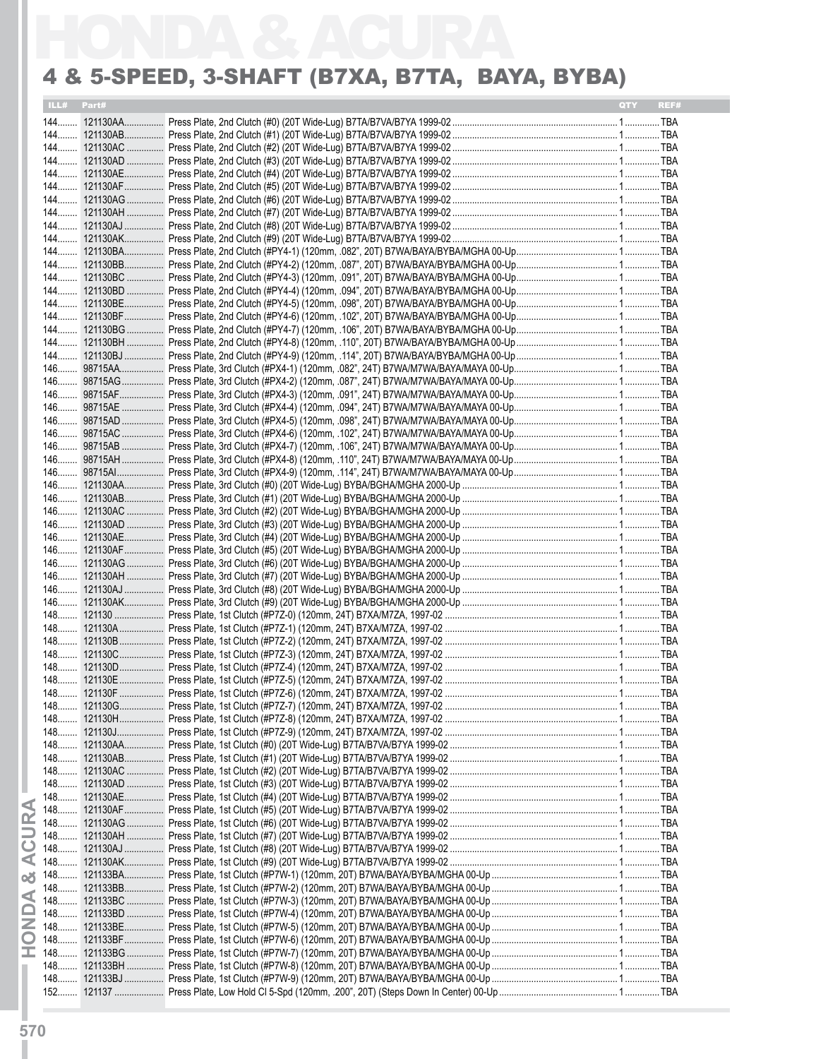# 4 & 5-SPEED, 3-SHAFT (B7XA, B7TA, BAYA, BYBA)

| ILL# | Part# | | QTY | REF# |
|---|---|---|---|---|
| 144 | 121130AA | Press Plate, 2nd Clutch (#0) (20T Wide-Lug) B7TA/B7VA/B7YA 1999-02 | 1 | TBA |
| 144 | 121130AB | Press Plate, 2nd Clutch (#1) (20T Wide-Lug) B7TA/B7VA/B7YA 1999-02 | 1 | TBA |
| 144 | 121130AC | Press Plate, 2nd Clutch (#2) (20T Wide-Lug) B7TA/B7VA/B7YA 1999-02 | 1 | TBA |
| 144 | 121130AD | Press Plate, 2nd Clutch (#3) (20T Wide-Lug) B7TA/B7VA/B7YA 1999-02 | 1 | TBA |
| 144 | 121130AE | Press Plate, 2nd Clutch (#4) (20T Wide-Lug) B7TA/B7VA/B7YA 1999-02 | 1 | TBA |
| 144 | 121130AF | Press Plate, 2nd Clutch (#5) (20T Wide-Lug) B7TA/B7VA/B7YA 1999-02 | 1 | TBA |
| 144 | 121130AG | Press Plate, 2nd Clutch (#6) (20T Wide-Lug) B7TA/B7VA/B7YA 1999-02 | 1 | TBA |
| 144 | 121130AH | Press Plate, 2nd Clutch (#7) (20T Wide-Lug) B7TA/B7VA/B7YA 1999-02 | 1 | TBA |
| 144 | 121130AJ | Press Plate, 2nd Clutch (#8) (20T Wide-Lug) B7TA/B7VA/B7YA 1999-02 | 1 | TBA |
| 144 | 121130AK | Press Plate, 2nd Clutch (#9) (20T Wide-Lug) B7TA/B7VA/B7YA 1999-02 | 1 | TBA |
| 144 | 121130BA | Press Plate, 2nd Clutch (#PY4-1) (120mm, .082", 20T) B7WA/BAYA/BYBA/MGHA 00-Up | 1 | TBA |
| 144 | 121130BB | Press Plate, 2nd Clutch (#PY4-2) (120mm, .087", 20T) B7WA/BAYA/BYBA/MGHA 00-Up | 1 | TBA |
| 144 | 121130BC | Press Plate, 2nd Clutch (#PY4-3) (120mm, .091", 20T) B7WA/BAYA/BYBA/MGHA 00-Up | 1 | TBA |
| 144 | 121130BD | Press Plate, 2nd Clutch (#PY4-4) (120mm, .094", 20T) B7WA/BAYA/BYBA/MGHA 00-Up | 1 | TBA |
| 144 | 121130BE | Press Plate, 2nd Clutch (#PY4-5) (120mm, .098", 20T) B7WA/BAYA/BYBA/MGHA 00-Up | 1 | TBA |
| 144 | 121130BF | Press Plate, 2nd Clutch (#PY4-6) (120mm, .102", 20T) B7WA/BAYA/BYBA/MGHA 00-Up | 1 | TBA |
| 144 | 121130BG | Press Plate, 2nd Clutch (#PY4-7) (120mm, .106", 20T) B7WA/BAYA/BYBA/MGHA 00-Up | 1 | TBA |
| 144 | 121130BH | Press Plate, 2nd Clutch (#PY4-8) (120mm, .110", 20T) B7WA/BAYA/BYBA/MGHA 00-Up | 1 | TBA |
| 144 | 121130BJ | Press Plate, 2nd Clutch (#PY4-9) (120mm, .114", 20T) B7WA/BAYA/BYBA/MGHA 00-Up | 1 | TBA |
| 146 | 98715AA | Press Plate, 3rd Clutch (#PX4-1) (120mm, .082", 24T) B7WA/M7WA/BAYA/MAYA 00-Up | 1 | TBA |
| 146 | 98715AG | Press Plate, 3rd Clutch (#PX4-2) (120mm, .087", 24T) B7WA/M7WA/BAYA/MAYA 00-Up | 1 | TBA |
| 146 | 98715AF | Press Plate, 3rd Clutch (#PX4-3) (120mm, .091", 24T) B7WA/M7WA/BAYA/MAYA 00-Up | 1 | TBA |
| 146 | 98715AE | Press Plate, 3rd Clutch (#PX4-4) (120mm, .094", 24T) B7WA/M7WA/BAYA/MAYA 00-Up | 1 | TBA |
| 146 | 98715AD | Press Plate, 3rd Clutch (#PX4-5) (120mm, .098", 24T) B7WA/M7WA/BAYA/MAYA 00-Up | 1 | TBA |
| 146 | 98715AC | Press Plate, 3rd Clutch (#PX4-6) (120mm, .102", 24T) B7WA/M7WA/BAYA/MAYA 00-Up | 1 | TBA |
| 146 | 98715AB | Press Plate, 3rd Clutch (#PX4-7) (120mm, .106", 24T) B7WA/M7WA/BAYA/MAYA 00-Up | 1 | TBA |
| 146 | 98715AH | Press Plate, 3rd Clutch (#PX4-8) (120mm, .110", 24T) B7WA/M7WA/BAYA/MAYA 00-Up | 1 | TBA |
| 146 | 98715AI | Press Plate, 3rd Clutch (#PX4-9) (120mm, .114", 24T) B7WA/M7WA/BAYA/MAYA 00-Up | 1 | TBA |
| 146 | 121130AA | Press Plate, 3rd Clutch (#0) (20T Wide-Lug) BYBA/BGHA/MGHA 2000-Up | 1 | TBA |
| 146 | 121130AB | Press Plate, 3rd Clutch (#1) (20T Wide-Lug) BYBA/BGHA/MGHA 2000-Up | 1 | TBA |
| 146 | 121130AC | Press Plate, 3rd Clutch (#2) (20T Wide-Lug) BYBA/BGHA/MGHA 2000-Up | 1 | TBA |
| 146 | 121130AD | Press Plate, 3rd Clutch (#3) (20T Wide-Lug) BYBA/BGHA/MGHA 2000-Up | 1 | TBA |
| 146 | 121130AE | Press Plate, 3rd Clutch (#4) (20T Wide-Lug) BYBA/BGHA/MGHA 2000-Up | 1 | TBA |
| 146 | 121130AF | Press Plate, 3rd Clutch (#5) (20T Wide-Lug) BYBA/BGHA/MGHA 2000-Up | 1 | TBA |
| 146 | 121130AG | Press Plate, 3rd Clutch (#6) (20T Wide-Lug) BYBA/BGHA/MGHA 2000-Up | 1 | TBA |
| 146 | 121130AH | Press Plate, 3rd Clutch (#7) (20T Wide-Lug) BYBA/BGHA/MGHA 2000-Up | 1 | TBA |
| 146 | 121130AJ | Press Plate, 3rd Clutch (#8) (20T Wide-Lug) BYBA/BGHA/MGHA 2000-Up | 1 | TBA |
| 146 | 121130AK | Press Plate, 3rd Clutch (#9) (20T Wide-Lug) BYBA/BGHA/MGHA 2000-Up | 1 | TBA |
| 148 | 121130 | Press Plate, 1st Clutch (#P7Z-0) (120mm, 24T) B7XA/M7ZA, 1997-02 | 1 | TBA |
| 148 | 121130A | Press Plate, 1st Clutch (#P7Z-1) (120mm, 24T) B7XA/M7ZA, 1997-02 | 1 | TBA |
| 148 | 121130B | Press Plate, 1st Clutch (#P7Z-2) (120mm, 24T) B7XA/M7ZA, 1997-02 | 1 | TBA |
| 148 | 121130C | Press Plate, 1st Clutch (#P7Z-3) (120mm, 24T) B7XA/M7ZA, 1997-02 | 1 | TBA |
| 148 | 121130D | Press Plate, 1st Clutch (#P7Z-4) (120mm, 24T) B7XA/M7ZA, 1997-02 | 1 | TBA |
| 148 | 121130E | Press Plate, 1st Clutch (#P7Z-5) (120mm, 24T) B7XA/M7ZA, 1997-02 | 1 | TBA |
| 148 | 121130F | Press Plate, 1st Clutch (#P7Z-6) (120mm, 24T) B7XA/M7ZA, 1997-02 | 1 | TBA |
| 148 | 121130G | Press Plate, 1st Clutch (#P7Z-7) (120mm, 24T) B7XA/M7ZA, 1997-02 | 1 | TBA |
| 148 | 121130H | Press Plate, 1st Clutch (#P7Z-8) (120mm, 24T) B7XA/M7ZA, 1997-02 | 1 | TBA |
| 148 | 121130J | Press Plate, 1st Clutch (#P7Z-9) (120mm, 24T) B7XA/M7ZA, 1997-02 | 1 | TBA |
| 148 | 121130AA | Press Plate, 1st Clutch (#0) (20T Wide-Lug) B7TA/B7VA/B7YA 1999-02 | 1 | TBA |
| 148 | 121130AB | Press Plate, 1st Clutch (#1) (20T Wide-Lug) B7TA/B7VA/B7YA 1999-02 | 1 | TBA |
| 148 | 121130AC | Press Plate, 1st Clutch (#2) (20T Wide-Lug) B7TA/B7VA/B7YA 1999-02 | 1 | TBA |
| 148 | 121130AD | Press Plate, 1st Clutch (#3) (20T Wide-Lug) B7TA/B7VA/B7YA 1999-02 | 1 | TBA |
| 148 | 121130AE | Press Plate, 1st Clutch (#4) (20T Wide-Lug) B7TA/B7VA/B7YA 1999-02 | 1 | TBA |
| 148 | 121130AF | Press Plate, 1st Clutch (#5) (20T Wide-Lug) B7TA/B7VA/B7YA 1999-02 | 1 | TBA |
| 148 | 121130AG | Press Plate, 1st Clutch (#6) (20T Wide-Lug) B7TA/B7VA/B7YA 1999-02 | 1 | TBA |
| 148 | 121130AH | Press Plate, 1st Clutch (#7) (20T Wide-Lug) B7TA/B7VA/B7YA 1999-02 | 1 | TBA |
| 148 | 121130AJ | Press Plate, 1st Clutch (#8) (20T Wide-Lug) B7TA/B7VA/B7YA 1999-02 | 1 | TBA |
| 148 | 121130AK | Press Plate, 1st Clutch (#9) (20T Wide-Lug) B7TA/B7VA/B7YA 1999-02 | 1 | TBA |
| 148 | 121133BA | Press Plate, 1st Clutch (#P7W-1) (120mm, 20T) B7WA/BAYA/BYBA/MGHA 00-Up | 1 | TBA |
| 148 | 121133BB | Press Plate, 1st Clutch (#P7W-2) (120mm, 20T) B7WA/BAYA/BYBA/MGHA 00-Up | 1 | TBA |
| 148 | 121133BC | Press Plate, 1st Clutch (#P7W-3) (120mm, 20T) B7WA/BAYA/BYBA/MGHA 00-Up | 1 | TBA |
| 148 | 121133BD | Press Plate, 1st Clutch (#P7W-4) (120mm, 20T) B7WA/BAYA/BYBA/MGHA 00-Up | 1 | TBA |
| 148 | 121133BE | Press Plate, 1st Clutch (#P7W-5) (120mm, 20T) B7WA/BAYA/BYBA/MGHA 00-Up | 1 | TBA |
| 148 | 121133BF | Press Plate, 1st Clutch (#P7W-6) (120mm, 20T) B7WA/BAYA/BYBA/MGHA 00-Up | 1 | TBA |
| 148 | 121133BG | Press Plate, 1st Clutch (#P7W-7) (120mm, 20T) B7WA/BAYA/BYBA/MGHA 00-Up | 1 | TBA |
| 148 | 121133BH | Press Plate, 1st Clutch (#P7W-8) (120mm, 20T) B7WA/BAYA/BYBA/MGHA 00-Up | 1 | TBA |
| 148 | 121133BJ | Press Plate, 1st Clutch (#P7W-9) (120mm, 20T) B7WA/BAYA/BYBA/MGHA 00-Up | 1 | TBA |
| 152 | 121137 | Press Plate, Low Hold Cl 5-Spd (120mm, .200", 20T) (Steps Down In Center) 00-Up | 1 | TBA |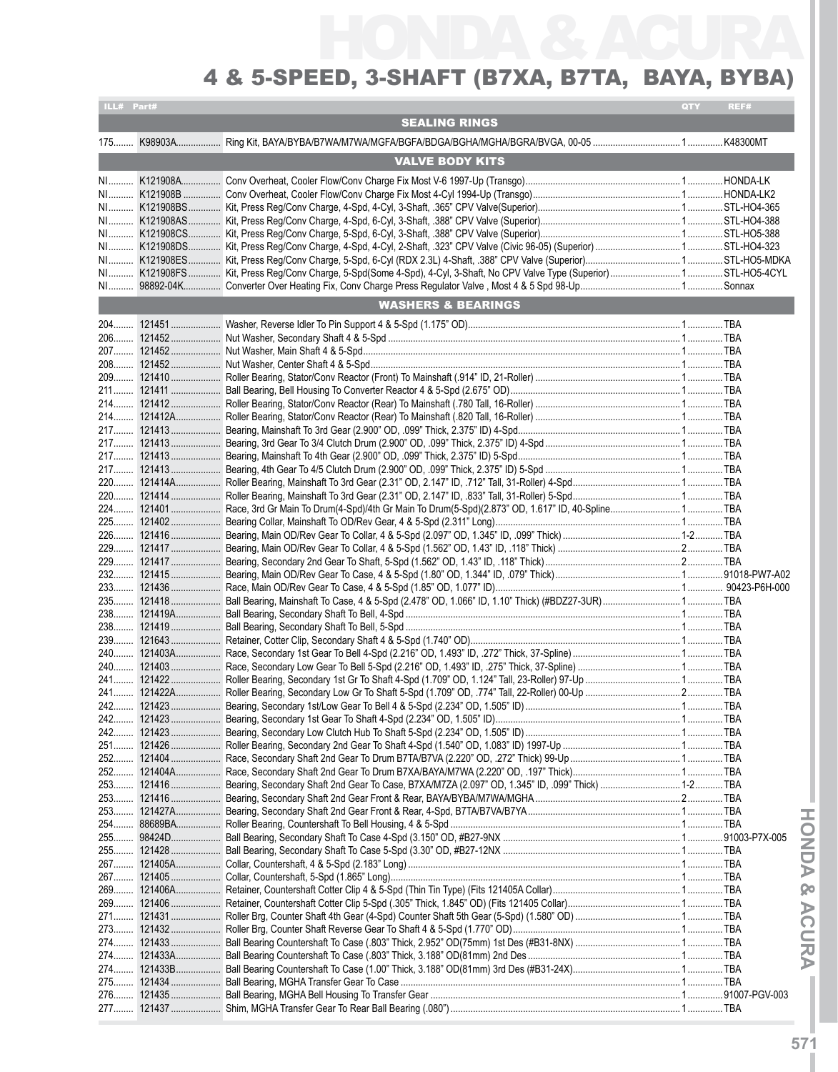# HONDA & ACURA

## 4 & 5-SPEED, 3-SHAFT (B7XA, B7TA, BAYA, BYBA)

| ILL# | Part# | | QTY | REF# |
|---|---|---|---|---|
| | | **SEALING RINGS** | | |
| 175 | K98903A | Ring Kit, BAYA/BYBA/B7WA/M7WA/MGFA/BGFA/BDGA/BGHA/MGHA/BGRA/BVGA, 00-05 | 1 | K48300MT |
| | | **VALVE BODY KITS** | | |
| NI | K121908A | Conv Overheat, Cooler Flow/Conv Charge Fix Most V-6 1997-Up (Transgo) | 1 | HONDA-LK |
| NI | K121908B | Conv Overheat, Cooler Flow/Conv Charge Fix Most 4-Cyl 1994-Up (Transgo) | 1 | HONDA-LK2 |
| NI | K121908BS | Kit, Press Reg/Conv Charge, 4-Spd, 4-Cyl, 3-Shaft, .365" CPV Valve(Superior) | 1 | STL-HO4-365 |
| NI | K121908AS | Kit, Press Reg/Conv Charge, 4-Spd, 6-Cyl, 3-Shaft, .388" CPV Valve (Superior) | 1 | STL-HO4-388 |
| NI | K121908CS | Kit, Press Reg/Conv Charge, 5-Spd, 6-Cyl, 3-Shaft, .388" CPV Valve (Superior) | 1 | STL-HO5-388 |
| NI | K121908DS | Kit, Press Reg/Conv Charge, 4-Spd, 4-Cyl, 2-Shaft, .323" CPV Valve (Civic 96-05) (Superior) | 1 | STL-HO4-323 |
| NI | K121908ES | Kit, Press Reg/Conv Charge, 5-Spd, 6-Cyl (RDX 2.3L) 4-Shaft, .388" CPV Valve (Superior) | 1 | STL-HO5-MDKA |
| NI | K121908FS | Kit, Press Reg/Conv Charge, 5-Spd(Some 4-Spd), 4-Cyl, 3-Shaft, No CPV Valve Type (Superior) | 1 | STL-HO5-4CYL |
| NI | 98892-04K | Converter Over Heating Fix, Conv Charge Press Regulator Valve , Most 4 & 5 Spd 98-Up | 1 | Sonnax |
| | | **WASHERS & BEARINGS** | | |
| 204 | 121451 | Washer, Reverse Idler To Pin Support 4 & 5-Spd (1.175" OD) | 1 | TBA |
| 206 | 121452 | Nut Washer, Secondary Shaft 4 & 5-Spd | 1 | TBA |
| 207 | 121452 | Nut Washer, Main Shaft 4 & 5-Spd | 1 | TBA |
| 208 | 121452 | Nut Washer, Center Shaft 4 & 5-Spd | 1 | TBA |
| 209 | 121410 | Roller Bearing, Stator/Conv Reactor (Front) To Mainshaft (.914" ID, 21-Roller) | 1 | TBA |
| 211 | 121411 | Ball Bearing, Bell Housing To Converter Reactor 4 & 5-Spd (2.675" OD) | 1 | TBA |
| 214 | 121412 | Roller Bearing, Stator/Conv Reactor (Rear) To Mainshaft (.780 Tall, 16-Roller) | 1 | TBA |
| 214 | 121412A | Roller Bearing, Stator/Conv Reactor (Rear) To Mainshaft (.820 Tall, 16-Roller) | 1 | TBA |
| 217 | 121413 | Bearing, Mainshaft To 3rd Gear (2.900" OD, .099" Thick, 2.375" ID) 4-Spd | 1 | TBA |
| 217 | 121413 | Bearing, 3rd Gear To 3/4 Clutch Drum (2.900" OD, .099" Thick, 2.375" ID) 4-Spd | 1 | TBA |
| 217 | 121413 | Bearing, Mainshaft To 4th Gear (2.900" OD, .099" Thick, 2.375" ID) 5-Spd | 1 | TBA |
| 217 | 121413 | Bearing, 4th Gear To 4/5 Clutch Drum (2.900" OD, .099" Thick, 2.375" ID) 5-Spd | 1 | TBA |
| 220 | 121414A | Roller Bearing, Mainshaft To 3rd Gear (2.31" OD, 2.147" ID, .712" Tall, 31-Roller) 4-Spd | 1 | TBA |
| 220 | 121414 | Roller Bearing, Mainshaft To 3rd Gear (2.31" OD, 2.147" ID, .833" Tall, 31-Roller) 5-Spd | 1 | TBA |
| 224 | 121401 | Race, 3rd Gr Main To Drum(4-Spd)/4th Gr Main To Drum(5-Spd)(2.873" OD, 1.617" ID, 40-Spline | 1 | TBA |
| 225 | 121402 | Bearing Collar, Mainshaft To OD/Rev Gear, 4 & 5-Spd (2.311" Long) | 1 | TBA |
| 226 | 121416 | Bearing, Main OD/Rev Gear To Collar, 4 & 5-Spd (2.097" OD, 1.345" ID, .099" Thick) | 1-2 | TBA |
| 229 | 121417 | Bearing, Main OD/Rev Gear To Collar, 4 & 5-Spd (1.562" OD, 1.43" ID, .118" Thick) | 2 | TBA |
| 229 | 121417 | Bearing, Secondary 2nd Gear To Shaft, 5-Spd (1.562" OD, 1.43" ID, .118" Thick) | 2 | TBA |
| 232 | 121415 | Bearing, Main OD/Rev Gear To Case, 4 & 5-Spd (1.80" OD, 1.344" ID, .079" Thick) | 1 | 91018-PW7-A02 |
| 233 | 121436 | Race, Main OD/Rev Gear To Case, 4 & 5-Spd (1.85" OD, 1.077" ID) | 1 | 90423-P6H-000 |
| 235 | 121418 | Ball Bearing, Mainshaft To Case, 4 & 5-Spd (2.478" OD, 1.066" ID, 1.10" Thick) (#BDZ27-3UR) | 1 | TBA |
| 238 | 121419A | Ball Bearing, Secondary Shaft To Bell, 4-Spd | 1 | TBA |
| 238 | 121419 | Ball Bearing, Secondary Shaft To Bell, 5-Spd | 1 | TBA |
| 239 | 121643 | Retainer, Cotter Clip, Secondary Shaft 4 & 5-Spd (1.740" OD) | 1 | TBA |
| 240 | 121403A | Race, Secondary 1st Gear To Bell 4-Spd (2.216" OD, 1.493" ID, .272" Thick, 37-Spline) | 1 | TBA |
| 240 | 121403 | Race, Secondary Low Gear To Bell 5-Spd (2.216" OD, 1.493" ID, .275" Thick, 37-Spline) | 1 | TBA |
| 241 | 121422 | Roller Bearing, Secondary 1st Gr To Shaft 4-Spd (1.709" OD, 1.124" Tall, 23-Roller) 97-Up | 1 | TBA |
| 241 | 121422A | Roller Bearing, Secondary Low Gr To Shaft 5-Spd (1.709" OD, .774" Tall, 22-Roller) 00-Up | 2 | TBA |
| 242 | 121423 | Bearing, Secondary 1st/Low Gear To Bell 4 & 5-Spd (2.234" OD, 1.505" ID) | 1 | TBA |
| 242 | 121423 | Bearing, Secondary 1st Gear To Shaft 4-Spd (2.234" OD, 1.505" ID) | 1 | TBA |
| 242 | 121423 | Bearing, Secondary Low Clutch Hub To Shaft 5-Spd (2.234" OD, 1.505" ID) | 1 | TBA |
| 251 | 121426 | Roller Bearing, Secondary 2nd Gear To Shaft 4-Spd (1.540" OD, 1.083" ID) 1997-Up | 1 | TBA |
| 252 | 121404 | Race, Secondary Shaft 2nd Gear To Drum B7TA/B7VA (2.220" OD, .272" Thick) 99-Up | 1 | TBA |
| 252 | 121404A | Race, Secondary Shaft 2nd Gear To Drum B7XA/BAYA/M7WA (2.220" OD, .197" Thick) | 1 | TBA |
| 253 | 121416 | Bearing, Secondary Shaft 2nd Gear To Case, B7XA/M7ZA (2.097" OD, 1.345" ID, .099" Thick) | 1-2 | TBA |
| 253 | 121416 | Bearing, Secondary Shaft 2nd Gear Front & Rear, BAYA/BYBA/M7WA/MGHA | 2 | TBA |
| 253 | 121427A | Bearing, Secondary Shaft 2nd Gear Front & Rear, 4-Spd, B7TA/B7VA/B7YA | 1 | TBA |
| 254 | 88689BA | Roller Bearing, Countershaft To Bell Housing, 4 & 5-Spd | 1 | TBA |
| 255 | 98424D | Ball Bearing, Secondary Shaft To Case 4-Spd (3.150" OD, #B27-9NX | 1 | 91003-P7X-005 |
| 255 | 121428 | Ball Bearing, Secondary Shaft To Case 5-Spd (3.30" OD, #B27-12NX | 1 | TBA |
| 267 | 121405A | Collar, Countershaft, 4 & 5-Spd (2.183" Long) | 1 | TBA |
| 267 | 121405 | Collar, Countershaft, 5-Spd (1.865" Long) | 1 | TBA |
| 269 | 121406A | Retainer, Countershaft Cotter Clip 4 & 5-Spd (Thin Tin Type) (Fits 121405A Collar) | 1 | TBA |
| 269 | 121406 | Retainer, Countershaft Cotter Clip 5-Spd (.305" Thick, 1.845" OD) (Fits 121405 Collar) | 1 | TBA |
| 271 | 121431 | Roller Brg, Counter Shaft 4th Gear (4-Spd) Counter Shaft 5th Gear (5-Spd) 1.580" OD) | 1 | TBA |
| 273 | 121432 | Roller Brg, Counter Shaft Reverse Gear To Shaft 4 & 5-Spd (1.770" OD) | 1 | TBA |
| 274 | 121433 | Ball Bearing Countershaft To Case (.803" Thick, 2.952" OD(75mm) 1st Des (#B31-8NX) | 1 | TBA |
| 274 | 121433A | Ball Bearing Countershaft To Case (.803" Thick, 3.188" OD(81mm) 2nd Des | 1 | TBA |
| 274 | 121433B | Ball Bearing Countershaft To Case (1.00" Thick, 3.188" OD(81mm) 3rd Des (#B31-24X) | 1 | TBA |
| 275 | 121434 | Ball Bearing, MGHA Transfer Gear To Case | 1 | TBA |
| 276 | 121435 | Ball Bearing, MGHA Bell Housing To Transfer Gear | 1 | 91007-PGV-003 |
| 277 | 121437 | Shim, MGHA Transfer Gear To Rear Ball Bearing (.080") | 1 | TBA |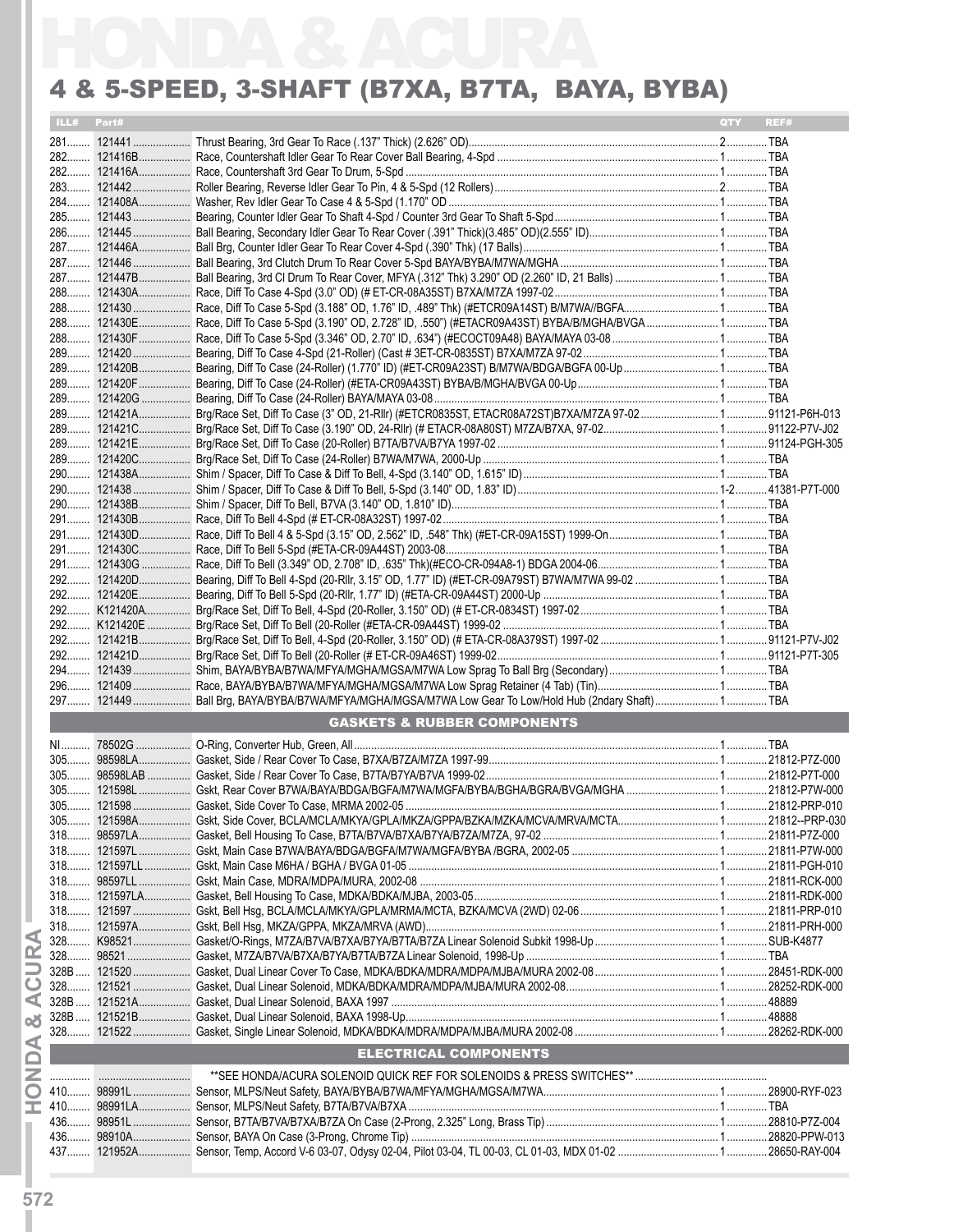# HONDA & ACURA

## 4 & 5-SPEED, 3-SHAFT (B7XA, B7TA, BAYA, BYBA)

| ILL# | Part# | | QTY | REF# |
|---|---|---|---|---|
| 281 | 121441 | Thrust Bearing, 3rd Gear To Race (.137" Thick) (2.626" OD) | 2 | TBA |
| 282 | 121416B | Race, Countershaft Idler Gear To Rear Cover Ball Bearing, 4-Spd | 1 | TBA |
| 282 | 121416A | Race, Countershaft 3rd Gear To Drum, 5-Spd | 1 | TBA |
| 283 | 121442 | Roller Bearing, Reverse Idler Gear To Pin, 4 & 5-Spd (12 Rollers) | 2 | TBA |
| 284 | 121408A | Washer, Rev Idler Gear To Case 4 & 5-Spd (1.170" OD | 1 | TBA |
| 285 | 121443 | Bearing, Counter Idler Gear To Shaft 4-Spd / Counter 3rd Gear To Shaft 5-Spd | 1 | TBA |
| 286 | 121445 | Ball Bearing, Secondary Idler Gear To Rear Cover (.391" Thick)(3.485" OD)(2.555" ID) | 1 | TBA |
| 287 | 121446A | Ball Brg, Counter Idler Gear To Rear Cover 4-Spd (.390" Thk) (17 Balls) | 1 | TBA |
| 287 | 121446 | Ball Bearing, 3rd Clutch Drum To Rear Cover 5-Spd BAYA/BYBA/M7WA/MGHA | 1 | TBA |
| 287 | 121447B | Ball Bearing, 3rd Cl Drum To Rear Cover, MFYA (.312" Thk) 3.290" OD (2.260" ID, 21 Balls) | 1 | TBA |
| 288 | 121430A | Race, Diff To Case 4-Spd (3.0" OD) (# ET-CR-08A35ST) B7XA/M7ZA 1997-02 | 1 | TBA |
| 288 | 121430 | Race, Diff To Case 5-Spd (3.188" OD, 1.76" ID, .489" Thk) (#ETCR09A14ST) B/M7WA//BGFA | 1 | TBA |
| 288 | 121430E | Race, Diff To Case 5-Spd (3.190" OD, 2.728" ID, .550") (#ETACR09A43ST) BYBA/B/MGHA/BVGA | 1 | TBA |
| 288 | 121430F | Race, Diff To Case 5-Spd (3.346" OD, 2.70" ID, .634") (#ECOCT09A48) BAYA/MAYA 03-08 | 1 | TBA |
| 289 | 121420 | Bearing, Diff To Case 4-Spd (21-Roller) (Cast # 3ET-CR-0835ST) B7XA/M7ZA 97-02 | 1 | TBA |
| 289 | 121420B | Bearing, Diff To Case (24-Roller) (1.770" ID) (#ET-CR09A23ST) B/M7WA/BDGA/BGFA 00-Up | 1 | TBA |
| 289 | 121420F | Bearing, Diff To Case (24-Roller) (#ETA-CR09A43ST) BYBA/B/MGHA/BVGA 00-Up | 1 | TBA |
| 289 | 121420G | Bearing, Diff To Case (24-Roller) BAYA/MAYA 03-08 | 1 | TBA |
| 289 | 121421A | Brg/Race Set, Diff To Case (3" OD, 21-Rllr) (#ETCR0835ST, ETACR08A72ST)B7XA/M7ZA 97-02 | 1 | 91121-P6H-013 |
| 289 | 121421C | Brg/Race Set, Diff To Case (3.190" OD, 24-Rllr) (# ETACR-08A80ST) M7ZA/B7XA, 97-02 | 1 | 91122-P7V-J02 |
| 289 | 121421E | Brg/Race Set, Diff To Case (20-Roller) B7TA/B7VA/B7YA 1997-02 | 1 | 91124-PGH-305 |
| 289 | 121420C | Brg/Race Set, Diff To Case (24-Roller) B7WA/M7WA, 2000-Up | 1 | TBA |
| 290 | 121438A | Shim / Spacer, Diff To Case & Diff To Bell, 4-Spd (3.140" OD, 1.615" ID) | 1 | TBA |
| 290 | 121438 | Shim / Spacer, Diff To Case & Diff To Bell, 5-Spd (3.140" OD, 1.83" ID) | 1-2 | 41381-P7T-000 |
| 290 | 121438B | Shim / Spacer, Diff To Bell, B7VA (3.140" OD, 1.810" ID) | 1 | TBA |
| 291 | 121430B | Race, Diff To Bell 4-Spd (# ET-CR-08A32ST) 1997-02 | 1 | TBA |
| 291 | 121430D | Race, Diff To Bell 4 & 5-Spd (3.15" OD, 2.562" ID, .548" Thk) (#ET-CR-09A15ST) 1999-On | 1 | TBA |
| 291 | 121430C | Race, Diff To Bell 5-Spd (#ETA-CR-09A44ST) 2003-08 | 1 | TBA |
| 291 | 121430G | Race, Diff To Bell (3.349" OD, 2.708" ID, .635" Thk)(#ECO-CR-094A8-1) BDGA 2004-06 | 1 | TBA |
| 292 | 121420D | Bearing, Diff To Bell 4-Spd (20-Rllr, 3.15" OD, 1.77" ID) (#ET-CR-09A79ST) B7WA/M7WA 99-02 | 1 | TBA |
| 292 | 121420E | Bearing, Diff To Bell 5-Spd (20-Rllr, 1.77" ID) (#ETA-CR-09A44ST) 2000-Up | 1 | TBA |
| 292 | K121420A | Brg/Race Set, Diff To Bell, 4-Spd (20-Roller, 3.150" OD) (# ET-CR-0834ST) 1997-02 | 1 | TBA |
| 292 | K121420E | Brg/Race Set, Diff To Bell (20-Roller (#ETA-CR-09A44ST) 1999-02 | 1 | TBA |
| 292 | 121421B | Brg/Race Set, Diff To Bell, 4-Spd (20-Roller, 3.150" OD) (# ETA-CR-08A379ST) 1997-02 | 1 | 91121-P7V-J02 |
| 292 | 121421D | Brg/Race Set, Diff To Bell (20-Roller (# ET-CR-09A46ST) 1999-02 | 1 | 91121-P7T-305 |
| 294 | 121439 | Shim, BAYA/BYBA/B7WA/MFYA/MGHA/MGSA/M7WA Low Sprag To Ball Brg (Secondary) | 1 | TBA |
| 296 | 121409 | Race, BAYA/BYBA/B7WA/MFYA/MGHA/MGSA/M7WA Low Sprag Retainer (4 Tab) (Tin) | 1 | TBA |
| 297 | 121449 | Ball Brg, BAYA/BYBA/B7WA/MFYA/MGHA/MGSA/M7WA Low Gear To Low/Hold Hub (2ndary Shaft) | 1 | TBA |

### GASKETS & RUBBER COMPONENTS

| ILL# | Part# | | QTY | REF# |
|---|---|---|---|---|
| NI | 78502G | O-Ring, Converter Hub, Green, All | 1 | TBA |
| 305 | 98598LA | Gasket, Side / Rear Cover To Case, B7XA/B7ZA/M7ZA 1997-99 | 1 | 21812-P7Z-000 |
| 305 | 98598LAB | Gasket, Side / Rear Cover To Case, B7TA/B7YA/B7VA 1999-02 | 1 | 21812-P7T-000 |
| 305 | 121598L | Gskt, Rear Cover B7WA/BAYA/BDGA/BGFA/M7WA/MGFA/BYBA/BGHA/BGRA/BVGA/MGHA | 1 | 21812-P7W-000 |
| 305 | 121598 | Gasket, Side Cover To Case, MRMA 2002-05 | 1 | 21812-PRP-010 |
| 305 | 121598A | Gskt, Side Cover, BCLA/MCLA/MKYA/GPLA/MKZA/GPPA/BZKA/MZKA/MCVA/MRVA/MCTA | 1 | 21812--PRP-030 |
| 318 | 98597LA | Gasket, Bell Housing To Case, B7TA/B7VA/B7XA/B7YA/B7ZA/M7ZA, 97-02 | 1 | 21811-P7Z-000 |
| 318 | 121597L | Gskt, Main Case B7WA/BAYA/BDGA/BGFA/M7WA/MGFA/BYBA /BGRA, 2002-05 | 1 | 21811-P7W-000 |
| 318 | 121597LL | Gskt, Main Case M6HA / BGHA / BVGA 01-05 | 1 | 21811-PGH-010 |
| 318 | 98597LL | Gasket, Main Case, MDRA/MDPA/MURA, 2002-08 | 1 | 21811-RCK-000 |
| 318 | 121597LA | Gasket, Bell Housing To Case, MDKA/BDKA/MJBA, 2003-05 | 1 | 21811-RDK-000 |
| 318 | 121597 | Gskt, Bell Hsg, BCLA/MCLA/MKYA/GPLA/MRMA/MCTA, BZKA/MCVA (2WD) 02-06 | 1 | 21811-PRP-010 |
| 318 | 121597A | Gskt, Bell Hsg, MKZA/GPPA, MKZA/MRVA (AWD) | 1 | 21811-PRH-000 |
| 328 | K98521 | Gasket/O-Rings, M7ZA/B7VA/B7XA/B7YA/B7TA/B7ZA Linear Solenoid Subkit 1998-Up | 1 | SUB-K4877 |
| 328 | 98521 | Gasket, M7ZA/B7VA/B7XA/B7YA/B7TA/B7ZA Linear Solenoid, 1998-Up | 1 | TBA |
| 328B | 121520 | Gasket, Dual Linear Cover To Case, MDKA/BDKA/MDRA/MDPA/MJBA/MURA 2002-08 | 1 | 28451-RDK-000 |
| 328 | 121521 | Gasket, Dual Linear Solenoid, MDKA/BDKA/MDRA/MDPA/MJBA/MURA 2002-08 | 1 | 28252-RDK-000 |
| 328B | 121521A | Gasket, Dual Linear Solenoid, BAXA 1997 | 1 | 48889 |
| 328B | 121521B | Gasket, Dual Linear Solenoid, BAXA 1998-Up | 1 | 48888 |
| 328 | 121522 | Gasket, Single Linear Solenoid, MDKA/BDKA/MDRA/MDPA/MJBA/MURA 2002-08 | 1 | 28262-RDK-000 |

### ELECTRICAL COMPONENTS

| ILL# | Part# | | QTY | REF# |
|---|---|---|---|---|
| | | **SEE HONDA/ACURA SOLENOID QUICK REF FOR SOLENOIDS & PRESS SWITCHES** | | |
| 410 | 98991L | Sensor, MLPS/Neut Safety, BAYA/BYBA/B7WA/MFYA/MGHA/MGSA/M7WA | 1 | 28900-RYF-023 |
| 410 | 98991LA | Sensor, MLPS/Neut Safety, B7TA/B7VA/B7XA | 1 | TBA |
| 436 | 98951L | Sensor, B7TA/B7VA/B7XA/B7ZA On Case (2-Prong, 2.325" Long, Brass Tip) | 1 | 28810-P7Z-004 |
| 436 | 98910A | Sensor, BAYA On Case (3-Prong, Chrome Tip) | 1 | 28820-PPW-013 |
| 437 | 121952A | Sensor, Temp, Accord V-6 03-07, Odysy 02-04, Pilot 03-04, TL 00-03, CL 01-03, MDX 01-02 | 1 | 28650-RAY-004 |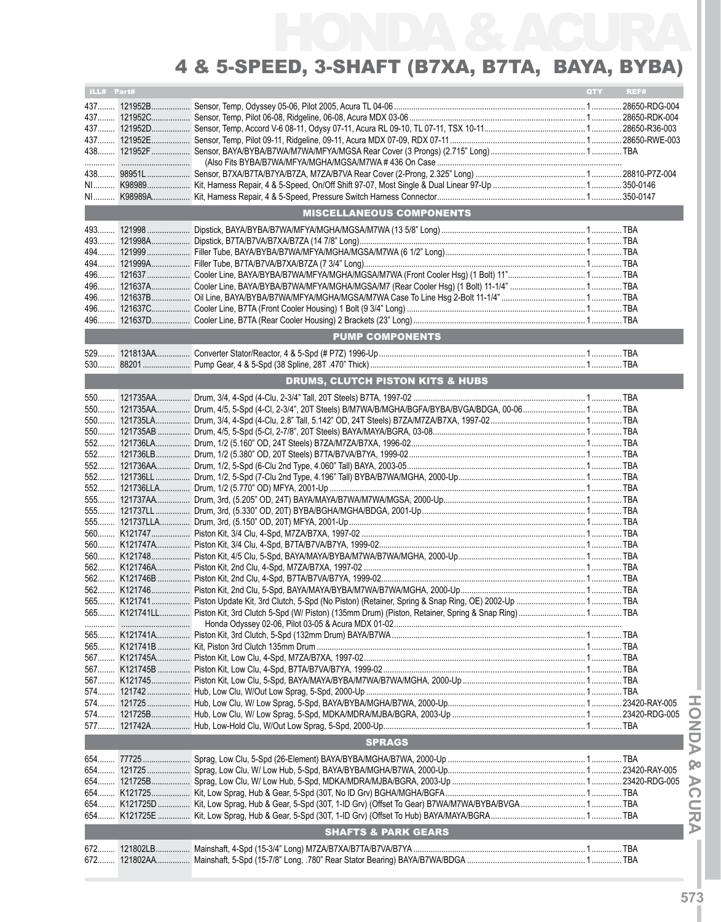# 4 & 5-SPEED, 3-SHAFT (B7XA, B7TA, BAYA, BYBA)

| ILL# | Part# | | QTY | REF# |
|---|---|---|---|---|
| 437 | 121952B | Sensor, Temp, Odyssey 05-06, Pilot 2005, Acura TL 04-06 | 1 | 28650-RDG-004 |
| 437 | 121952C | Sensor, Temp, Pilot 06-08, Ridgeline, 06-08, Acura MDX 03-06 | 1 | 28650-RDK-004 |
| 437 | 121952D | Sensor, Temp, Accord V-6 08-11, Odysy 07-11, Acura RL 09-10, TL 07-11, TSX 10-11 | 1 | 28650-R36-003 |
| 437 | 121952E | Sensor, Temp, Pilot 09-11, Ridgeline, 09-11, Acura MDX 07-09, RDX 07-11 | 1 | 28650-RWE-003 |
| 438 | 121952F | Sensor, BAYA/BYBA/B7WA/M7WA/MFYA/MGSA Rear Cover (3 Prongs) (2.715" Long) | 1 | TBA |
| | | (Also Fits BYBA/B7WA/MFYA/MGHA/MGSA/M7WA # 436 On Case | | |
| 438 | 98951L | Sensor, B7XA/B7TA/B7YA/B7ZA, M7ZA/B7VA Rear Cover (2-Prong, 2.325" Long) | 1 | 28810-P7Z-004 |
| NI | K98989 | Kit, Harness Repair, 4 & 5-Speed, On/Off Shift 97-07, Most Single & Dual Linear 97-Up | 1 | 350-0146 |
| NI | K98989A | Kit, Harness Repair, 4 & 5-Speed, Pressure Switch Harness Connector | 1 | 350-0147 |
| | | **MISCELLANEOUS COMPONENTS** | | |
| 493 | 121998 | Dipstick, BAYA/BYBA/B7WA/MFYA/MGHA/MGSA/M7WA (13 5/8" Long) | 1 | TBA |
| 493 | 121998A | Dipstick, B7TA/B7VA/B7XA/B7ZA (14 7/8" Long) | 1 | TBA |
| 494 | 121999 | Filler Tube, BAYA/BYBA/B7WA/MFYA/MGHA/MGSA/M7WA (6 1/2" Long) | 1 | TBA |
| 494 | 121999A | Filler Tube, B7TA/B7VA/B7XA/B7ZA (7 3/4" Long) | 1 | TBA |
| 496 | 121637 | Cooler Line, BAYA/BYBA/B7WA/MFYA/MGHA/MGSA/M7WA (Front Cooler Hsg) (1 Bolt) 11" | 1 | TBA |
| 496 | 121637A | Cooler Line, BAYA/BYBA/B7WA/MFYA/MGHA/MGSA/M7 (Rear Cooler Hsg) (1 Bolt) 11-1/4" | 1 | TBA |
| 496 | 121637B | Oil Line, BAYA/BYBA/B7WA/MFYA/MGHA/MGSA/M7WA Case To Line Hsg 2-Bolt 11-1/4" | 1 | TBA |
| 496 | 121637C | Cooler Line, B7TA (Front Cooler Housing) 1 Bolt (9 3/4" Long) | 1 | TBA |
| 496 | 121637D | Cooler Line, B7TA (Rear Cooler Housing) 2 Brackets (23" Long) | 1 | TBA |
| | | **PUMP COMPONENTS** | | |
| 529 | 121813AA | Converter Stator/Reactor, 4 & 5-Spd (# P7Z) 1996-Up | 1 | TBA |
| 530 | 88201 | Pump Gear, 4 & 5-Spd (38 Spline, 28T .470" Thick) | 1 | TBA |
| | | **DRUMS, CLUTCH PISTON KITS & HUBS** | | |
| 550 | 121735AA | Drum, 3/4, 4-Spd (4-Clu, 2-3/4" Tall, 20T Steels) B7TA, 1997-02 | 1 | TBA |
| 550 | 121735AA | Drum, 4/5, 5-Spd (4-Cl, 2-3/4", 20T Steels) B/M7WA/B/MGHA/BGFA/BYBA/BVGA/BDGA, 00-06 | 1 | TBA |
| 550 | 121735LA | Drum, 3/4, 4-Spd (4-Clu, 2.8" Tall, 5.142" OD, 24T Steels) B7ZA/M7ZA/B7XA, 1997-02 | 1 | TBA |
| 550 | 121735AB | Drum, 4/5, 5-Spd (5-Cl, 2-7/8", 20T Steels) BAYA/MAYA/BGRA, 03-08 | 1 | TBA |
| 552 | 121736LA | Drum, 1/2 (5.160" OD, 24T Steels) B7ZA/M7ZA/B7XA, 1996-02 | 1 | TBA |
| 552 | 121736LB | Drum, 1/2 (5.380" OD, 20T Steels) B7TA/B7VA/B7YA, 1999-02 | 1 | TBA |
| 552 | 121736AA | Drum, 1/2, 5-Spd (6-Clu 2nd Type, 4.060" Tall) BAYA, 2003-05 | 1 | TBA |
| 552 | 121736LL | Drum, 1/2, 5-Spd (7-Clu 2nd Type, 4.196" Tall) BYBA/B7WA/MGHA, 2000-Up | 1 | TBA |
| 552 | 121736LLA | Drum, 1/2 (5.770" OD) MFYA, 2001-Up | 1 | TBA |
| 555 | 121737AA | Drum, 3rd, (5.205" OD, 24T) BAYA/MAYA/BYBA/B7WA/M7WA/MGSA, 2000-Up | 1 | TBA |
| 555 | 121737LL | Drum, 3rd, (5.330" OD, 20T) BYBA/BGHA/MGHA/BDGA, 2001-Up | 1 | TBA |
| 555 | 121737LLA | Drum, 3rd, (5.150" OD, 20T) MFYA, 2001-Up | 1 | TBA |
| 560 | K121747 | Piston Kit, 3/4 Clu, 4-Spd, M7ZA/B7XA, 1997-02 | 1 | TBA |
| 560 | K121747A | Piston Kit, 3/4 Clu, 4-Spd, B7TA/B7VA/B7YA, 1999-02 | 1 | TBA |
| 560 | K121748 | Piston Kit, 4/5 Clu, 5-Spd, BAYA/MAYA/BYBA/M7WA/B7WA/MGHA, 2000-Up | 1 | TBA |
| 562 | K121746A | Piston Kit, 2nd Clu, 4-Spd, M7ZA/B7XA, 1997-02 | 1 | TBA |
| 562 | K121746B | Piston Kit, 2nd Clu, 4-Spd, B7TA/B7VA/B7YA, 1999-02 | 1 | TBA |
| 562 | K121746 | Piston Kit, 2nd Clu, 5-Spd, BAYA/MAYA/BYBA/B7WA/M7WA/MGHA, 2000-Up | 1 | TBA |
| 565 | K121741 | Piston Update Kit, 3rd Clutch, 5-Spd (No Piston) (Retainer, Spring & Snap Ring, OE) 2002-Up | 1 | TBA |
| 565 | K121741LL | Piston Kit, 3rd Clutch 5-Spd (W/ Piston) (135mm Drum) (Piston, Retainer, Spring & Snap Ring) | 1 | TBA |
| | | Honda Odyssey 02-06, Pilot 03-05 & Acura MDX 01-02 | | |
| 565 | K121741A | Piston Kit, 3rd Clutch, 5-Spd (132mm Drum) BAYA/B7WA | 1 | TBA |
| 565 | K121741B | Kit, Piston 3rd Clutch 135mm Drum | 1 | TBA |
| 567 | K121745A | Piston Kit, Low Clu, 4-Spd, M7ZA/B7XA, 1997-02 | 1 | TBA |
| 567 | K121745B | Piston Kit, Low Clu, 4-Spd, B7TA/B7VA/B7YA, 1999-02 | 1 | TBA |
| 567 | K121745 | Piston Kit, Low Clu, 5-Spd, BAYA/MAYA/BYBA/M7WA/B7WA/MGHA, 2000-Up | 1 | TBA |
| 574 | 121742 | Hub, Low Clu, W/Out Low Sprag, 5-Spd, 2000-Up | 1 | TBA |
| 574 | 121725 | Hub, Low Clu, W/ Low Sprag, 5-Spd, BAYA/BYBA/MGHA/B7WA, 2000-Up | 1 | 23420-RAY-005 |
| 574 | 121725B | Hub, Low Clu, W/ Low Sprag, 5-Spd, MDKA/MDRA/MJBA/BGRA, 2003-Up | 1 | 23420-RDG-005 |
| 577 | 121742A | Hub, Low-Hold Clu, W/Out Low Sprag, 5-Spd, 2000-Up | 1 | TBA |
| | | **SPRAGS** | | |
| 654 | 77725 | Sprag, Low Clu, 5-Spd (26-Element) BAYA/BYBA/MGHA/B7WA, 2000-Up | 1 | TBA |
| 654 | 121725 | Sprag, Low Clu, W/ Low Hub, 5-Spd, BAYA/BYBA/MGHA/B7WA, 2000-Up | 1 | 23420-RAY-005 |
| 654 | 121725B | Sprag, Low Clu, W/ Low Hub, 5-Spd, MDKA/MDRA/MJBA/BGRA, 2003-Up | 1 | 23420-RDG-005 |
| 654 | K121725 | Kit, Low Sprag, Hub & Gear, 5-Spd (30T, No ID Grv) BGHA/MGHA/BGFA | 1 | TBA |
| 654 | K121725D | Kit, Low Sprag, Hub & Gear, 5-Spd (30T, 1-ID Grv) (Offset To Gear) B7WA/M7WA/BYBA/BVGA | 1 | TBA |
| 654 | K121725E | Kit, Low Sprag, Hub & Gear, 5-Spd (30T, 1-ID Grv) (Offset To Hub) BAYA/MAYA/BGRA | 1 | TBA |
| | | **SHAFTS & PARK GEARS** | | |
| 672 | 121802LB | Mainshaft, 4-Spd (15-3/4" Long) M7ZA/B7ZA/B7XA/B7TA/B7VA/B7YA | 1 | TBA |
| 672 | 121802AA | Mainshaft, 5-Spd (15-7/8" Long, .780" Rear Stator Bearing) BAYA/B7WA/BDGA | 1 | TBA |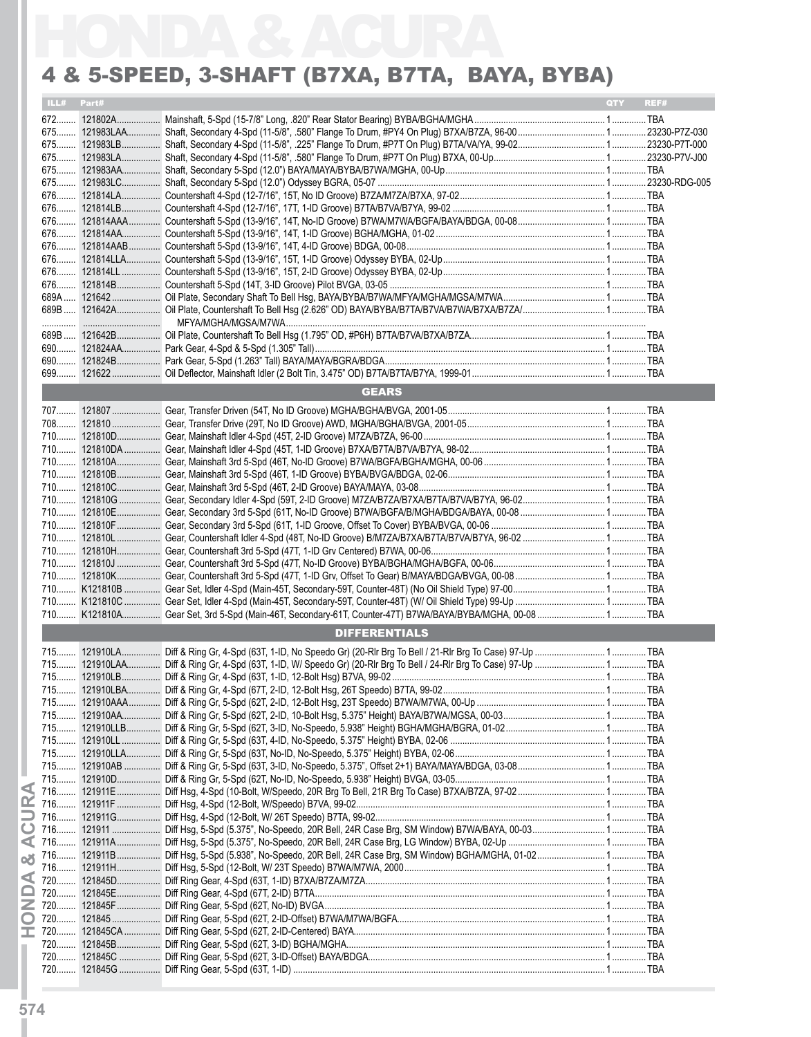# HONDA & ACURA

## 4 & 5-SPEED, 3-SHAFT (B7XA, B7TA, BAYA, BYBA)

| ILL# | Part# | Description | QTY | REF# |
|---|---|---|---|---|
| 672 | 121802A | Mainshaft, 5-Spd (15-7/8" Long, .820" Rear Stator Bearing) BYBA/BGHA/MGHA | 1 | TBA |
| 675 | 121983LAA | Shaft, Secondary 4-Spd (11-5/8", .580" Flange To Drum, #PY4 On Plug) B7XA/B7ZA, 96-00 | 1 | 23230-P7Z-030 |
| 675 | 121983LB | Shaft, Secondary 4-Spd (11-5/8", .225" Flange To Drum, #P7T On Plug) B7TA/VA/YA, 99-02 | 1 | 23230-P7T-000 |
| 675 | 121983LA | Shaft, Secondary 4-Spd (11-5/8", .580" Flange To Drum, #P7T On Plug) B7XA, 00-Up | 1 | 23230-P7V-J00 |
| 675 | 121983AA | Shaft, Secondary 5-Spd (12.0") BAYA/MAYA/BYBA/B7WA/MGHA, 00-Up | 1 | TBA |
| 675 | 121983LC | Shaft, Secondary 5-Spd (12.0") Odyssey BGRA, 05-07 | 1 | 23230-RDG-005 |
| 676 | 121814LA | Countershaft 4-Spd (12-7/16", 15T, No ID Groove) B7ZA/M7ZA/B7XA, 97-02 | 1 | TBA |
| 676 | 121814LB | Countershaft 4-Spd (12-7/16", 17T, 1-ID Groove) B7TA/B7VA/B7YA, 99-02 | 1 | TBA |
| 676 | 121814AAA | Countershaft 5-Spd (13-9/16", 14T, No-ID Groove) B7WA/M7WA/BGFA/BAYA/BDGA, 00-08 | 1 | TBA |
| 676 | 121814AA | Countershaft 5-Spd (13-9/16", 14T, 1-ID Groove) BGHA/MGHA, 01-02 | 1 | TBA |
| 676 | 121814AAB | Countershaft 5-Spd (13-9/16", 14T, 4-ID Groove) BDGA, 00-08 | 1 | TBA |
| 676 | 121814LLA | Countershaft 5-Spd (13-9/16", 15T, 1-ID Groove) Odyssey BYBA, 02-Up | 1 | TBA |
| 676 | 121814LL | Countershaft 5-Spd (13-9/16", 15T, 2-ID Groove) Odyssey BYBA, 02-Up | 1 | TBA |
| 676 | 121814B | Countershaft 5-Spd (14T, 3-ID Groove) Pilot BVGA, 03-05 | 1 | TBA |
| 689A | 121642 | Oil Plate, Secondary Shaft To Bell Hsg, BAYA/BYBA/B7WA/MFYA/MGSA/M7WA | 1 | TBA |
| 689B | 121642A | Oil Plate, Countershaft To Bell Hsg (2.626" OD) BAYA/BYBA/B7TA/B7VA/B7WA/B7XA/B7ZA/ MFYA/MGHA/MGSA/M7WA | 1 | TBA |
| 689B | 121642B | Oil Plate, Countershaft To Bell Hsg (1.795" OD, #P6H) B7TA/B7VA/B7XA/B7ZA | 1 | TBA |
| 690 | 121824AA | Park Gear, 4-Spd & 5-Spd (1.305" Tall) | 1 | TBA |
| 690 | 121824B | Park Gear, 5-Spd (1.263" Tall) BAYA/MAYA/BGRA/BDGA | 1 | TBA |
| 699 | 121622 | Oil Deflector, Mainshaft Idler (2 Bolt Tin, 3.475" OD) B7TA/B7TA/B7YA, 1999-01 | 1 | TBA |
| | | **GEARS** | | |
| 707 | 121807 | Gear, Transfer Driven (54T, No ID Groove) MGHA/BGHA/BVGA, 2001-05 | 1 | TBA |
| 708 | 121810 | Gear, Transfer Drive (29T, No ID Groove) AWD, MGHA/BGHA/BVGA, 2001-05 | 1 | TBA |
| 710 | 121810D | Gear, Mainshaft Idler 4-Spd (45T, 2-ID Groove) M7ZA/B7ZA, 96-00 | 1 | TBA |
| 710 | 121810DA | Gear, Mainshaft Idler 4-Spd (45T, 1-ID Groove) B7XA/B7TA/B7VA/B7YA, 98-02 | 1 | TBA |
| 710 | 121810A | Gear, Mainshaft 3rd 5-Spd (46T, No-ID Groove) B7WA/BGFA/BGHA/MGHA, 00-06 | 1 | TBA |
| 710 | 121810B | Gear, Mainshaft 3rd 5-Spd (46T, 1-ID Groove) BYBA/BVGA/BDGA, 02-06 | 1 | TBA |
| 710 | 121810C | Gear, Mainshaft 3rd 5-Spd (46T, 2-ID Groove) BAYA/MAYA, 03-08 | 1 | TBA |
| 710 | 121810G | Gear, Secondary Idler 4-Spd (59T, 2-ID Groove) M7ZA/B7ZA/B7XA/B7TA/B7VA/B7YA, 96-02 | 1 | TBA |
| 710 | 121810E | Gear, Secondary 3rd 5-Spd (61T, No-ID Groove) B7WA/BGFA/B/MGHA/BDGA/BAYA, 00-08 | 1 | TBA |
| 710 | 121810F | Gear, Secondary 3rd 5-Spd (61T, 1-ID Groove, Offset To Cover) BYBA/BVGA, 00-06 | 1 | TBA |
| 710 | 121810L | Gear, Countershaft Idler 4-Spd (48T, No-ID Groove) B/M7ZA/B7XA/B7TA/B7VA/B7YA, 96-02 | 1 | TBA |
| 710 | 121810H | Gear, Countershaft 3rd 5-Spd (47T, 1-ID Grv Centered) B7WA, 00-06 | 1 | TBA |
| 710 | 121810J | Gear, Countershaft 3rd 5-Spd (47T, No-ID Groove) BYBA/BGHA/MGHA/BGFA, 00-06 | 1 | TBA |
| 710 | 121810K | Gear, Countershaft 3rd 5-Spd (47T, 1-ID Grv, Offset To Gear) B/MAYA/BDGA/BVGA, 00-08 | 1 | TBA |
| 710 | K121810B | Gear Set, Idler 4-Spd (Main-45T, Secondary-59T, Counter-48T) (No Oil Shield Type) 97-00 | 1 | TBA |
| 710 | K121810C | Gear Set, Idler 4-Spd (Main-45T, Secondary-59T, Counter-48T) (W/ Oil Shield Type) 99-Up | 1 | TBA |
| 710 | K121810A | Gear Set, 3rd 5-Spd (Main-46T, Secondary-61T, Counter-47T) B7WA/BAYA/BYBA/MGHA, 00-08 | 1 | TBA |
| | | **DIFFERENTIALS** | | |
| 715 | 121910LA | Diff & Ring Gr, 4-Spd (63T, 1-ID, No Speedo Gr) (20-Rlr Brg To Bell / 21-Rlr Brg To Case) 97-Up | 1 | TBA |
| 715 | 121910LAA | Diff & Ring Gr, 4-Spd (63T, 1-ID, W/ Speedo Gr) (20-Rlr Brg To Bell / 24-Rlr Brg To Case) 97-Up | 1 | TBA |
| 715 | 121910LB | Diff & Ring Gr, 4-Spd (63T, 1-ID, 12-Bolt Hsg) B7VA, 99-02 | 1 | TBA |
| 715 | 121910LBA | Diff & Ring Gr, 4-Spd (67T, 2-ID, 12-Bolt Hsg, 26T Speedo) B7TA, 99-02 | 1 | TBA |
| 715 | 121910AAA | Diff & Ring Gr, 5-Spd (62T, 2-ID, 12-Bolt Hsg, 23T Speedo) B7WA/M7WA, 00-Up | 1 | TBA |
| 715 | 121910AA | Diff & Ring Gr, 5-Spd (62T, 2-ID, 10-Bolt Hsg, 5.375" Height) BAYA/B7WA/MGSA, 00-03 | 1 | TBA |
| 715 | 121910LLB | Diff & Ring Gr, 5-Spd (62T, 3-ID, No-Speedo, 5.938" Height) BGHA/MGHA/BGRA, 01-02 | 1 | TBA |
| 715 | 121910LL | Diff & Ring Gr, 5-Spd (63T, 4-ID, No-Speedo, 5.375" Height) BYBA, 02-06 | 1 | TBA |
| 715 | 121910LLA | Diff & Ring Gr, 5-Spd (63T, No-ID, No-Speedo, 5.375" Height) BYBA, 02-06 | 1 | TBA |
| 715 | 121910AB | Diff & Ring Gr, 5-Spd (63T, 3-ID, No-Speedo, 5.375", Offset 2+1) BAYA/MAYA/BDGA, 03-08 | 1 | TBA |
| 715 | 121910D | Diff & Ring Gr, 5-Spd (62T, No-ID, No-Speedo, 5.938" Height) BVGA, 03-05 | 1 | TBA |
| 716 | 121911E | Diff Hsg, 4-Spd (10-Bolt, W/Speedo, 20R Brg To Bell, 21R Brg To Case) B7XA/B7ZA, 97-02 | 1 | TBA |
| 716 | 121911F | Diff Hsg, 4-Spd (12-Bolt, W/Speedo) B7VA, 99-02 | 1 | TBA |
| 716 | 121911G | Diff Hsg, 4-Spd (12-Bolt, W/ 26T Speedo) B7TA, 99-02 | 1 | TBA |
| 716 | 121911 | Diff Hsg, 5-Spd (5.375", No-Speedo, 20R Bell, 24R Case Brg, SM Window) B7WA/BAYA, 00-03 | 1 | TBA |
| 716 | 121911A | Diff Hsg, 5-Spd (5.375", No-Speedo, 20R Bell, 24R Case Brg, LG Window) BYBA, 02-Up | 1 | TBA |
| 716 | 121911B | Diff Hsg, 5-Spd (5.938", No-Speedo, 20R Bell, 24R Case Brg, SM Window) BGHA/MGHA, 01-02 | 1 | TBA |
| 716 | 121911H | Diff Hsg, 5-Spd (12-Bolt, W/ 23T Speedo) B7WA/M7WA, 2000 | 1 | TBA |
| 720 | 121845D | Diff Ring Gear, 4-Spd (63T, 1-ID) B7XA/B7ZA/M7ZA | 1 | TBA |
| 720 | 121845E | Diff Ring Gear, 4-Spd (67T, 2-ID) B7TA | 1 | TBA |
| 720 | 121845F | Diff Ring Gear, 5-Spd (62T, No-ID) BVGA | 1 | TBA |
| 720 | 121845 | Diff Ring Gear, 5-Spd (62T, 2-ID-Offset) B7WA/M7WA/BGFA | 1 | TBA |
| 720 | 121845CA | Diff Ring Gear, 5-Spd (62T, 2-ID-Centered) BAYA | 1 | TBA |
| 720 | 121845B | Diff Ring Gear, 5-Spd (62T, 3-ID) BGHA/MGHA | 1 | TBA |
| 720 | 121845C | Diff Ring Gear, 5-Spd (62T, 3-ID-Offset) BAYA/BDGA | 1 | TBA |
| 720 | 121845G | Diff Ring Gear, 5-Spd (63T, 1-ID) | 1 | TBA |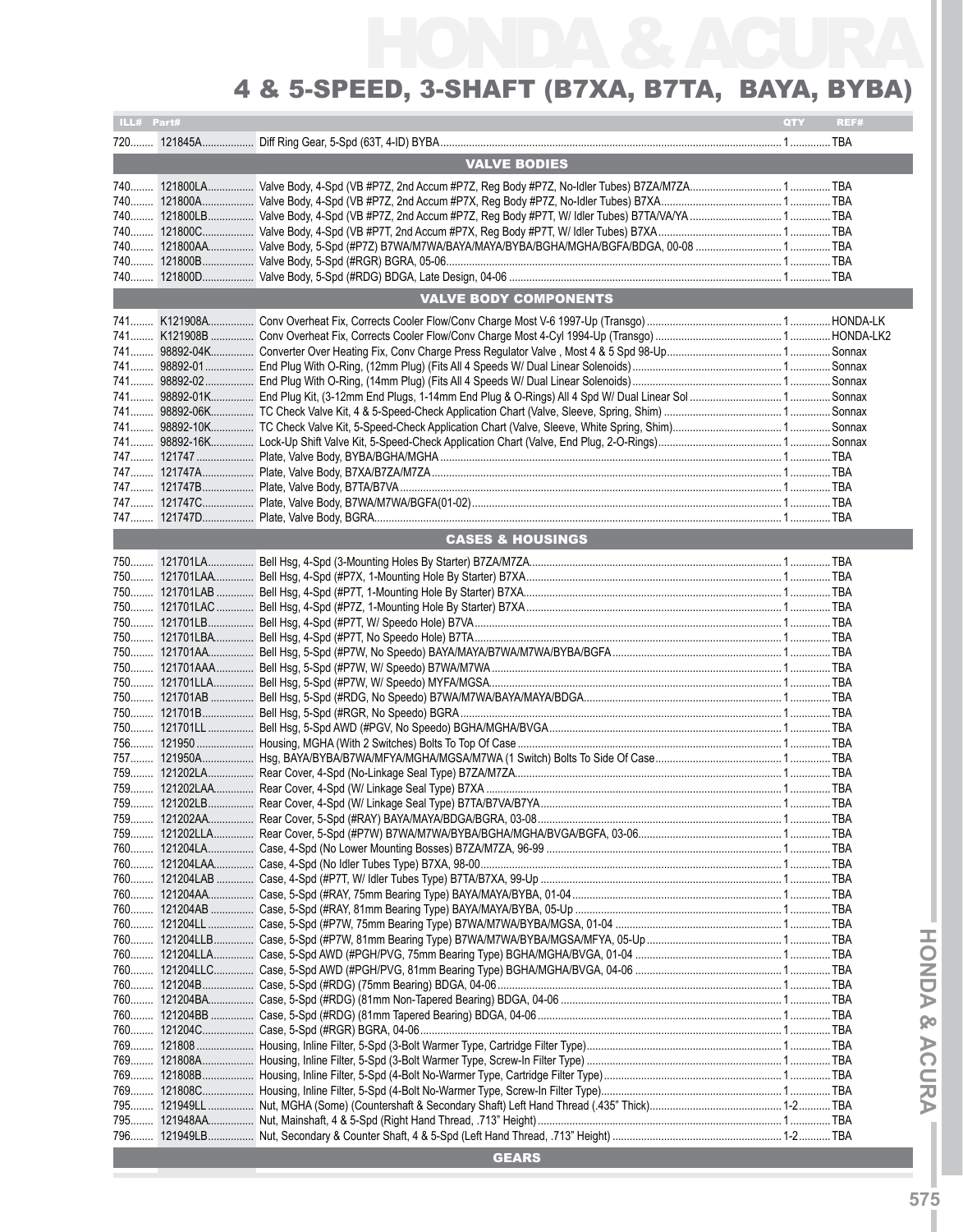# 4 & 5-SPEED, 3-SHAFT (B7XA, B7TA, BAYA, BYBA)

| ILL# | Part# | | QTY | REF# |
|---|---|---|---|---|
| 720 | 121845A | Diff Ring Gear, 5-Spd (63T, 4-ID) BYBA | 1 | TBA |
| | | **VALVE BODIES** | | |
| 740 | 121800LA | Valve Body, 4-Spd (VB #P7Z, 2nd Accum #P7Z, Reg Body #P7Z, No-Idler Tubes) B7ZA/M7ZA | 1 | TBA |
| 740 | 121800A | Valve Body, 4-Spd (VB #P7Z, 2nd Accum #P7X, Reg Body #P7Z, No-Idler Tubes) B7XA | 1 | TBA |
| 740 | 121800LB | Valve Body, 4-Spd (VB #P7Z, 2nd Accum #P7Z, Reg Body #P7T, W/ Idler Tubes) B7TA/VA/YA | 1 | TBA |
| 740 | 121800C | Valve Body, 4-Spd (VB #P7T, 2nd Accum #P7X, Reg Body #P7T, W/ Idler Tubes) B7XA | 1 | TBA |
| 740 | 121800AA | Valve Body, 5-Spd (#P7Z) B7WA/M7WA/BAYA/MAYA/BYBA/BGHA/MGHA/BGFA/BDGA, 00-08 | 1 | TBA |
| 740 | 121800B | Valve Body, 5-Spd (#RGR) BGRA, 05-06 | 1 | TBA |
| 740 | 121800D | Valve Body, 5-Spd (#RDG) BDGA, Late Design, 04-06 | 1 | TBA |
| | | **VALVE BODY COMPONENTS** | | |
| 741 | K121908A | Conv Overheat Fix, Corrects Cooler Flow/Conv Charge Most V-6 1997-Up (Transgo) | 1 | HONDA-LK |
| 741 | K121908B | Conv Overheat Fix, Corrects Cooler Flow/Conv Charge Most 4-Cyl 1994-Up (Transgo) | 1 | HONDA-LK2 |
| 741 | 98892-04K | Converter Over Heating Fix, Conv Charge Press Regulator Valve , Most 4 & 5 Spd 98-Up | 1 | Sonnax |
| 741 | 98892-01 | End Plug With O-Ring, (12mm Plug) (Fits All 4 Speeds W/ Dual Linear Solenoids) | 1 | Sonnax |
| 741 | 98892-02 | End Plug With O-Ring, (14mm Plug) (Fits All 4 Speeds W/ Dual Linear Solenoids) | 1 | Sonnax |
| 741 | 98892-01K | End Plug Kit, (3-12mm End Plugs, 1-14mm End Plug & O-Rings) All 4 Spd W/ Dual Linear Sol | 1 | Sonnax |
| 741 | 98892-06K | TC Check Valve Kit, 4 & 5-Speed-Check Application Chart (Valve, Sleeve, Spring, Shim) | 1 | Sonnax |
| 741 | 98892-10K | TC Check Valve Kit, 5-Speed-Check Application Chart (Valve, Sleeve, White Spring, Shim) | 1 | Sonnax |
| 741 | 98892-16K | Lock-Up Shift Valve Kit, 5-Speed-Check Application Chart (Valve, End Plug, 2-O-Rings) | 1 | Sonnax |
| 747 | 121747 | Plate, Valve Body, BYBA/BGHA/MGHA | 1 | TBA |
| 747 | 121747A | Plate, Valve Body, B7XA/B7ZA/M7ZA | 1 | TBA |
| 747 | 121747B | Plate, Valve Body, B7TA/B7VA | 1 | TBA |
| 747 | 121747C | Plate, Valve Body, B7WA/M7WA/BGFA(01-02) | 1 | TBA |
| 747 | 121747D | Plate, Valve Body, BGRA | 1 | TBA |
| | | **CASES & HOUSINGS** | | |
| 750 | 121701LA | Bell Hsg, 4-Spd (3-Mounting Holes By Starter) B7ZA/M7ZA | 1 | TBA |
| 750 | 121701LAA | Bell Hsg, 4-Spd (#P7X, 1-Mounting Hole By Starter) B7XA | 1 | TBA |
| 750 | 121701LAB | Bell Hsg, 4-Spd (#P7T, 1-Mounting Hole By Starter) B7XA | 1 | TBA |
| 750 | 121701LAC | Bell Hsg, 4-Spd (#P7Z, 1-Mounting Hole By Starter) B7XA | 1 | TBA |
| 750 | 121701LB | Bell Hsg, 4-Spd (#P7T, W/ Speedo Hole) B7VA | 1 | TBA |
| 750 | 121701LBA | Bell Hsg, 4-Spd (#P7T, No Speedo Hole) B7TA | 1 | TBA |
| 750 | 121701AA | Bell Hsg, 5-Spd (#P7W, No Speedo) BAYA/MAYA/B7WA/M7WA/BYBA/BGFA | 1 | TBA |
| 750 | 121701AAA | Bell Hsg, 5-Spd (#P7W, W/ Speedo) B7WA/M7WA | 1 | TBA |
| 750 | 121701LLA | Bell Hsg, 5-Spd (#P7W, W/ Speedo) MYFA/MGSA | 1 | TBA |
| 750 | 121701AB | Bell Hsg, 5-Spd (#RDG, No Speedo) B7WA/M7WA/BAYA/MAYA/BDGA | 1 | TBA |
| 750 | 121701B | Bell Hsg, 5-Spd (#RGR, No Speedo) BGRA | 1 | TBA |
| 750 | 121701LL | Bell Hsg, 5-Spd AWD (#PGV, No Speedo) BGHA/MGHA/BVGA | 1 | TBA |
| 756 | 121950 | Housing, MGHA (With 2 Switches) Bolts To Top Of Case | 1 | TBA |
| 757 | 121950A | Hsg, BAYA/BYBA/B7WA/MFYA/MGHA/MGSA/M7WA (1 Switch) Bolts To Side Of Case | 1 | TBA |
| 759 | 121202LA | Rear Cover, 4-Spd (No-Linkage Seal Type) B7ZA/M7ZA | 1 | TBA |
| 759 | 121202LAA | Rear Cover, 4-Spd (W/ Linkage Seal Type) B7XA | 1 | TBA |
| 759 | 121202LB | Rear Cover, 4-Spd (W/ Linkage Seal Type) B7TA/B7VA/B7YA | 1 | TBA |
| 759 | 121202AA | Rear Cover, 5-Spd (#RAY) BAYA/MAYA/BDGA/BGRA, 03-08 | 1 | TBA |
| 759 | 121202LLA | Rear Cover, 5-Spd (#P7W) B7WA/M7WA/BYBA/BGHA/MGHA/BVGA/BGFA, 03-06 | 1 | TBA |
| 760 | 121204LA | Case, 4-Spd (No Lower Mounting Bosses) B7ZA/M7ZA, 96-99 | 1 | TBA |
| 760 | 121204LAA | Case, 4-Spd (No Idler Tubes Type) B7XA, 98-00 | 1 | TBA |
| 760 | 121204LAB | Case, 4-Spd (#P7T, W/ Idler Tubes Type) B7TA/B7XA, 99-Up | 1 | TBA |
| 760 | 121204AA | Case, 5-Spd (#RAY, 75mm Bearing Type) BAYA/MAYA/BYBA, 01-04 | 1 | TBA |
| 760 | 121204AB | Case, 5-Spd (#RAY, 81mm Bearing Type) BAYA/MAYA/BYBA, 05-Up | 1 | TBA |
| 760 | 121204LL | Case, 5-Spd (#P7W, 75mm Bearing Type) B7WA/M7WA/BYBA/MGSA, 01-04 | 1 | TBA |
| 760 | 121204LLB | Case, 5-Spd (#P7W, 81mm Bearing Type) B7WA/M7WA/BYBA/MGSA/MFYA, 05-Up | 1 | TBA |
| 760 | 121204LLA | Case, 5-Spd AWD (#PGH/PVG, 75mm Bearing Type) BGHA/MGHA/BVGA, 01-04 | 1 | TBA |
| 760 | 121204LLC | Case, 5-Spd AWD (#PGH/PVG, 81mm Bearing Type) BGHA/MGHA/BVGA, 04-06 | 1 | TBA |
| 760 | 121204B | Case, 5-Spd (#RDG) (75mm Bearing) BDGA, 04-06 | 1 | TBA |
| 760 | 121204BA | Case, 5-Spd (#RDG) (81mm Non-Tapered Bearing) BDGA, 04-06 | 1 | TBA |
| 760 | 121204BB | Case, 5-Spd (#RDG) (81mm Tapered Bearing) BDGA, 04-06 | 1 | TBA |
| 760 | 121204C | Case, 5-Spd (#RGR) BGRA, 04-06 | 1 | TBA |
| 769 | 121808 | Housing, Inline Filter, 5-Spd (3-Bolt Warmer Type, Cartridge Filter Type) | 1 | TBA |
| 769 | 121808A | Housing, Inline Filter, 5-Spd (3-Bolt Warmer Type, Screw-In Filter Type) | 1 | TBA |
| 769 | 121808B | Housing, Inline Filter, 5-Spd (4-Bolt No-Warmer Type, Cartridge Filter Type) | 1 | TBA |
| 769 | 121808C | Housing, Inline Filter, 5-Spd (4-Bolt No-Warmer Type, Screw-In Filter Type) | 1 | TBA |
| 795 | 121949LL | Nut, MGHA (Some) (Countershaft & Secondary Shaft) Left Hand Thread (.435" Thick) | 1-2 | TBA |
| 795 | 121948AA | Nut, Mainshaft, 4 & 5-Spd (Right Hand Thread, .713" Height) | 1 | TBA |
| 796 | 121949LB | Nut, Secondary & Counter Shaft, 4 & 5-Spd (Left Hand Thread, .713" Height) | 1-2 | TBA |
| | | **GEARS** | | |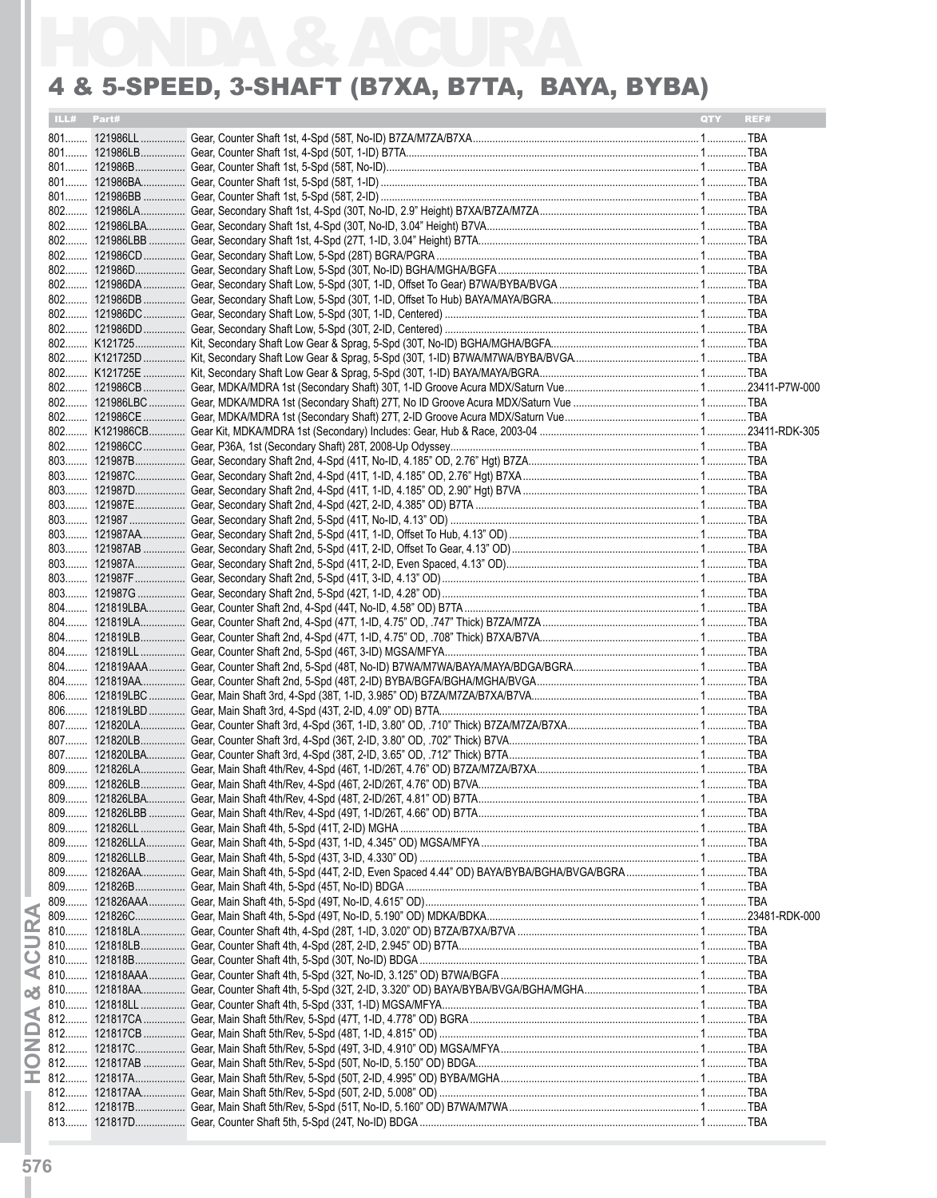# 4 & 5-SPEED, 3-SHAFT (B7XA, B7TA, BAYA, BYBA)

| ILL# | Part# | | QTY | REF# |
|---|---|---|---|---|
| 801 | 121986LL | Gear, Counter Shaft 1st, 4-Spd (58T, No-ID) B7ZA/M7ZA/B7XA | 1 | TBA |
| 801 | 121986LB | Gear, Counter Shaft 1st, 4-Spd (50T, 1-ID) B7TA | 1 | TBA |
| 801 | 121986B | Gear, Counter Shaft 1st, 5-Spd (58T, No-ID) | 1 | TBA |
| 801 | 121986BA | Gear, Counter Shaft 1st, 5-Spd (58T, 1-ID) | 1 | TBA |
| 801 | 121986BB | Gear, Counter Shaft 1st, 5-Spd (58T, 2-ID) | 1 | TBA |
| 802 | 121986LA | Gear, Secondary Shaft 1st, 4-Spd (30T, No-ID, 2.9" Height) B7XA/B7ZA/M7ZA | 1 | TBA |
| 802 | 121986LBA | Gear, Secondary Shaft 1st, 4-Spd (30T, No-ID, 3.04" Height) B7VA | 1 | TBA |
| 802 | 121986LBB | Gear, Secondary Shaft 1st, 4-Spd (27T, 1-ID, 3.04" Height) B7TA | 1 | TBA |
| 802 | 121986CD | Gear, Secondary Shaft Low, 5-Spd (28T) BGRA/PGRA | 1 | TBA |
| 802 | 121986D | Gear, Secondary Shaft Low, 5-Spd (30T, No-ID) BGHA/MGHA/BGFA | 1 | TBA |
| 802 | 121986DA | Gear, Secondary Shaft Low, 5-Spd (30T, 1-ID, Offset To Gear) B7WA/BYBA/BVGA | 1 | TBA |
| 802 | 121986DB | Gear, Secondary Shaft Low, 5-Spd (30T, 1-ID, Offset To Hub) BAYA/MAYA/BGRA | 1 | TBA |
| 802 | 121986DC | Gear, Secondary Shaft Low, 5-Spd (30T, 1-ID, Centered) | 1 | TBA |
| 802 | 121986DD | Gear, Secondary Shaft Low, 5-Spd (30T, 2-ID, Centered) | 1 | TBA |
| 802 | K121725 | Kit, Secondary Shaft Low Gear & Sprag, 5-Spd (30T, No-ID) BGHA/MGHA/BGFA | 1 | TBA |
| 802 | K121725D | Kit, Secondary Shaft Low Gear & Sprag, 5-Spd (30T, 1-ID) B7WA/M7WA/BYBA/BVGA | 1 | TBA |
| 802 | K121725E | Kit, Secondary Shaft Low Gear & Sprag, 5-Spd (30T, 1-ID) BAYA/MAYA/BGRA | 1 | TBA |
| 802 | 121986CB | Gear, MDKA/MDRA 1st (Secondary Shaft) 30T, 1-ID Groove Acura MDX/Saturn Vue | 1 | 23411-P7W-000 |
| 802 | 121986LBC | Gear, MDKA/MDRA 1st (Secondary Shaft) 27T, No ID Groove Acura MDX/Saturn Vue | 1 | TBA |
| 802 | 121986CE | Gear, MDKA/MDRA 1st (Secondary Shaft) 27T, 2-ID Groove Acura MDX/Saturn Vue | 1 | TBA |
| 802 | K121986CB | Gear Kit, MDKA/MDRA 1st (Secondary) Includes: Gear, Hub & Race, 2003-04 | 1 | 23411-RDK-305 |
| 802 | 121986CC | Gear, P36A, 1st (Secondary Shaft) 28T, 2008-Up Odyssey | 1 | TBA |
| 803 | 121987B | Gear, Secondary Shaft 2nd, 4-Spd (41T, No-ID, 4.185" OD, 2.76" Hgt) B7ZA | 1 | TBA |
| 803 | 121987C | Gear, Secondary Shaft 2nd, 4-Spd (41T, 1-ID, 4.185" OD, 2.76" Hgt) B7XA | 1 | TBA |
| 803 | 121987D | Gear, Secondary Shaft 2nd, 4-Spd (41T, 1-ID, 4.185" OD, 2.90" Hgt) B7VA | 1 | TBA |
| 803 | 121987E | Gear, Secondary Shaft 2nd, 4-Spd (42T, 2-ID, 4.385" OD) B7TA | 1 | TBA |
| 803 | 121987 | Gear, Secondary Shaft 2nd, 5-Spd (41T, No-ID, 4.13" OD) | 1 | TBA |
| 803 | 121987AA | Gear, Secondary Shaft 2nd, 5-Spd (41T, 1-ID, Offset To Hub, 4.13" OD) | 1 | TBA |
| 803 | 121987AB | Gear, Secondary Shaft 2nd, 5-Spd (41T, 2-ID, Offset To Gear, 4.13" OD) | 1 | TBA |
| 803 | 121987A | Gear, Secondary Shaft 2nd, 5-Spd (41T, 2-ID, Even Spaced, 4.13" OD) | 1 | TBA |
| 803 | 121987F | Gear, Secondary Shaft 2nd, 5-Spd (41T, 3-ID, 4.13" OD) | 1 | TBA |
| 803 | 121987G | Gear, Secondary Shaft 2nd, 5-Spd (42T, 1-ID, 4.28" OD) | 1 | TBA |
| 804 | 121819LBA | Gear, Counter Shaft 2nd, 4-Spd (44T, No-ID, 4.58" OD) B7TA | 1 | TBA |
| 804 | 121819LA | Gear, Counter Shaft 2nd, 4-Spd (47T, 1-ID, 4.75" OD, .747" Thick) B7ZA/M7ZA | 1 | TBA |
| 804 | 121819LB | Gear, Counter Shaft 2nd, 4-Spd (47T, 1-ID, 4.75" OD, .708" Thick) B7XA/B7VA | 1 | TBA |
| 804 | 121819LL | Gear, Counter Shaft 2nd, 5-Spd (46T, 3-ID) MGSA/MFYA | 1 | TBA |
| 804 | 121819AAA | Gear, Counter Shaft 2nd, 5-Spd (48T, No-ID) B7WA/M7WA/BAYA/MAYA/BDGA/BGRA | 1 | TBA |
| 804 | 121819AA | Gear, Counter Shaft 2nd, 5-Spd (48T, 2-ID) BYBA/BGFA/BGHA/MGHA/BVGA | 1 | TBA |
| 806 | 121819LBC | Gear, Main Shaft 3rd, 4-Spd (38T, 1-ID, 3.985" OD) B7ZA/M7ZA/B7XA/B7VA | 1 | TBA |
| 806 | 121819LBD | Gear, Main Shaft 3rd, 4-Spd (43T, 2-ID, 4.09" OD) B7TA | 1 | TBA |
| 807 | 121820LA | Gear, Counter Shaft 3rd, 4-Spd (36T, 1-ID, 3.80" OD, .710" Thick) B7ZA/M7ZA/B7XA | 1 | TBA |
| 807 | 121820LB | Gear, Counter Shaft 3rd, 4-Spd (36T, 2-ID, 3.80" OD, .702" Thick) B7VA | 1 | TBA |
| 807 | 121820LBA | Gear, Counter Shaft 3rd, 4-Spd (38T, 2-ID, 3.65" OD, .712" Thick) B7TA | 1 | TBA |
| 809 | 121826LA | Gear, Main Shaft 4th/Rev, 4-Spd (46T, 1-ID/26T, 4.76" OD) B7ZA/M7ZA/B7XA | 1 | TBA |
| 809 | 121826LB | Gear, Main Shaft 4th/Rev, 4-Spd (46T, 2-ID/26T, 4.76" OD) B7VA | 1 | TBA |
| 809 | 121826LBA | Gear, Main Shaft 4th/Rev, 4-Spd (48T, 2-ID/26T, 4.81" OD) B7TA | 1 | TBA |
| 809 | 121826LBB | Gear, Main Shaft 4th/Rev, 4-Spd (49T, 1-ID/26T, 4.66" OD) B7TA | 1 | TBA |
| 809 | 121826LL | Gear, Main Shaft 4th, 5-Spd (41T, 2-ID) MGHA | 1 | TBA |
| 809 | 121826LLA | Gear, Main Shaft 4th, 5-Spd (43T, 1-ID, 4.345" OD) MGSA/MFYA | 1 | TBA |
| 809 | 121826LLB | Gear, Main Shaft 4th, 5-Spd (43T, 3-ID, 4.330" OD) | 1 | TBA |
| 809 | 121826AA | Gear, Main Shaft 4th, 5-Spd (44T, 2-ID, Even Spaced 4.44" OD) BAYA/BYBA/BGHA/BVGA/BGRA | 1 | TBA |
| 809 | 121826B | Gear, Main Shaft 4th, 5-Spd (45T, No-ID) BDGA | 1 | TBA |
| 809 | 121826AAA | Gear, Main Shaft 4th, 5-Spd (49T, No-ID, 4.615" OD) | 1 | TBA |
| 809 | 121826C | Gear, Main Shaft 4th, 5-Spd (49T, No-ID, 5.190" OD) MDKA/BDKA | 1 | 23481-RDK-000 |
| 810 | 121818LA | Gear, Counter Shaft 4th, 4-Spd (28T, 1-ID, 3.020" OD) B7ZA/B7XA/B7VA | 1 | TBA |
| 810 | 121818LB | Gear, Counter Shaft 4th, 4-Spd (28T, 2-ID, 2.945" OD) B7TA | 1 | TBA |
| 810 | 121818B | Gear, Counter Shaft 4th, 5-Spd (30T, No-ID) BDGA | 1 | TBA |
| 810 | 121818AAA | Gear, Counter Shaft 4th, 5-Spd (32T, No-ID, 3.125" OD) B7WA/BGFA | 1 | TBA |
| 810 | 121818AA | Gear, Counter Shaft 4th, 5-Spd (32T, 2-ID, 3.320" OD) BAYA/BYBA/BVGA/BGHA/MGHA | 1 | TBA |
| 810 | 121818LL | Gear, Counter Shaft 4th, 5-Spd (33T, 1-ID) MGSA/MFYA | 1 | TBA |
| 812 | 121817CA | Gear, Main Shaft 5th/Rev, 5-Spd (47T, 1-ID, 4.778" OD) BGRA | 1 | TBA |
| 812 | 121817CB | Gear, Main Shaft 5th/Rev, 5-Spd (48T, 1-ID, 4.815" OD) | 1 | TBA |
| 812 | 121817C | Gear, Main Shaft 5th/Rev, 5-Spd (49T, 3-ID, 4.910" OD) MGSA/MFYA | 1 | TBA |
| 812 | 121817AB | Gear, Main Shaft 5th/Rev, 5-Spd (50T, No-ID, 5.150" OD) BDGA | 1 | TBA |
| 812 | 121817A | Gear, Main Shaft 5th/Rev, 5-Spd (50T, 2-ID, 4.995" OD) BYBA/BGHA/MGHA | 1 | TBA |
| 812 | 121817AA | Gear, Main Shaft 5th/Rev, 5-Spd (50T, 2-ID, 5.008" OD) | 1 | TBA |
| 812 | 121817B | Gear, Main Shaft 5th/Rev, 5-Spd (51T, No-ID, 5.160" OD) B7WA/M7WA | 1 | TBA |
| 813 | 121817D | Gear, Counter Shaft 5th, 5-Spd (24T, No-ID) BDGA | 1 | TBA |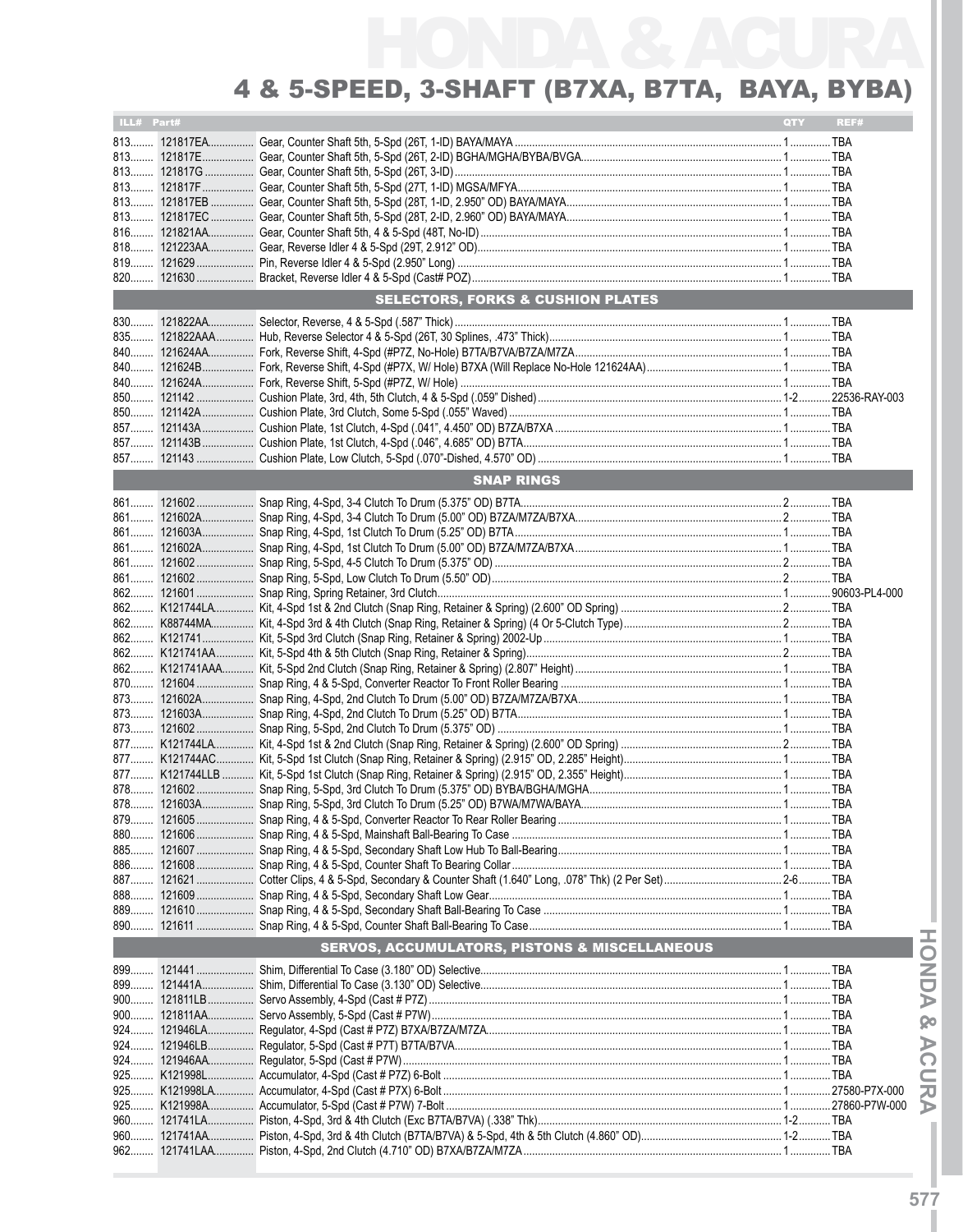# 4 & 5-SPEED, 3-SHAFT (B7XA, B7TA, BAYA, BYBA)

| ILL# | Part# | Description | QTY | REF# |
|---|---|---|---|---|
| 813 | 121817EA | Gear, Counter Shaft 5th, 5-Spd (26T, 1-ID) BAYA/MAYA | 1 | TBA |
| 813 | 121817E | Gear, Counter Shaft 5th, 5-Spd (26T, 2-ID) BGHA/MGHA/BYBA/BVGA | 1 | TBA |
| 813 | 121817G | Gear, Counter Shaft 5th, 5-Spd (26T, 3-ID) | 1 | TBA |
| 813 | 121817F | Gear, Counter Shaft 5th, 5-Spd (27T, 1-ID) MGSA/MFYA | 1 | TBA |
| 813 | 121817EB | Gear, Counter Shaft 5th, 5-Spd (28T, 1-ID, 2.950" OD) BAYA/MAYA | 1 | TBA |
| 813 | 121817EC | Gear, Counter Shaft 5th, 5-Spd (28T, 2-ID, 2.960" OD) BAYA/MAYA | 1 | TBA |
| 816 | 121821AA | Gear, Counter Shaft 5th, 4 & 5-Spd (48T, No-ID) | 1 | TBA |
| 818 | 121223AA | Gear, Reverse Idler 4 & 5-Spd (29T, 2.912" OD) | 1 | TBA |
| 819 | 121629 | Pin, Reverse Idler 4 & 5-Spd (2.950" Long) | 1 | TBA |
| 820 | 121630 | Bracket, Reverse Idler 4 & 5-Spd (Cast# POZ) | 1 | TBA |
| | | **SELECTORS, FORKS & CUSHION PLATES** | | |
| 830 | 121822AA | Selector, Reverse, 4 & 5-Spd (.587" Thick) | 1 | TBA |
| 835 | 121822AAA | Hub, Reverse Selector 4 & 5-Spd (26T, 30 Splines, .473" Thick) | 1 | TBA |
| 840 | 121624AA | Fork, Reverse Shift, 4-Spd (#P7Z, No-Hole) B7TA/B7VA/B7ZA/M7ZA | 1 | TBA |
| 840 | 121624B | Fork, Reverse Shift, 4-Spd (#P7X, W/ Hole) B7XA (Will Replace No-Hole 121624AA) | 1 | TBA |
| 840 | 121624A | Fork, Reverse Shift, 5-Spd (#P7Z, W/ Hole) | 1 | TBA |
| 850 | 121142 | Cushion Plate, 3rd, 4th, 5th Clutch, 4 & 5-Spd (.059" Dished) | 1-2 | 22536-RAY-003 |
| 850 | 121142A | Cushion Plate, 3rd Clutch, Some 5-Spd (.055" Waved) | 1 | TBA |
| 857 | 121143A | Cushion Plate, 1st Clutch, 4-Spd (.041", 4.450" OD) B7ZA/B7XA | 1 | TBA |
| 857 | 121143B | Cushion Plate, 1st Clutch, 4-Spd (.046", 4.685" OD) B7TA | 1 | TBA |
| 857 | 121143 | Cushion Plate, Low Clutch, 5-Spd (.070"-Dished, 4.570" OD) | 1 | TBA |
| | | **SNAP RINGS** | | |
| 861 | 121602 | Snap Ring, 4-Spd, 3-4 Clutch To Drum (5.375" OD) B7TA | 2 | TBA |
| 861 | 121602A | Snap Ring, 4-Spd, 3-4 Clutch To Drum (5.00" OD) B7ZA/M7ZA/B7XA | 2 | TBA |
| 861 | 121603A | Snap Ring, 4-Spd, 1st Clutch To Drum (5.25" OD) B7TA | 1 | TBA |
| 861 | 121602A | Snap Ring, 4-Spd, 1st Clutch To Drum (5.00" OD) B7ZA/M7ZA/B7XA | 1 | TBA |
| 861 | 121602 | Snap Ring, 5-Spd, 4-5 Clutch To Drum (5.375" OD) | 2 | TBA |
| 861 | 121602 | Snap Ring, 5-Spd, Low Clutch To Drum (5.50" OD) | 2 | TBA |
| 862 | 121601 | Snap Ring, Spring Retainer, 3rd Clutch | 1 | 90603-PL4-000 |
| 862 | K121744LA | Kit, 4-Spd 1st & 2nd Clutch (Snap Ring, Retainer & Spring) (2.600" OD Spring) | 2 | TBA |
| 862 | K88744MA | Kit, 4-Spd 3rd & 4th Clutch (Snap Ring, Retainer & Spring) (4 Or 5-Clutch Type) | 2 | TBA |
| 862 | K121741 | Kit, 5-Spd 3rd Clutch (Snap Ring, Retainer & Spring) 2002-Up | 1 | TBA |
| 862 | K121741AA | Kit, 5-Spd 4th & 5th Clutch (Snap Ring, Retainer & Spring) | 2 | TBA |
| 862 | K121741AAA | Kit, 5-Spd 2nd Clutch (Snap Ring, Retainer & Spring) (2.807" Height) | 1 | TBA |
| 870 | 121604 | Snap Ring, 4 & 5-Spd, Converter Reactor To Front Roller Bearing | 1 | TBA |
| 873 | 121602A | Snap Ring, 4-Spd, 2nd Clutch To Drum (5.00" OD) B7ZA/M7ZA/B7XA | 1 | TBA |
| 873 | 121603A | Snap Ring, 4-Spd, 2nd Clutch To Drum (5.25" OD) B7TA | 1 | TBA |
| 873 | 121602 | Snap Ring, 5-Spd, 2nd Clutch To Drum (5.375" OD) | 1 | TBA |
| 877 | K121744LA | Kit, 4-Spd 1st & 2nd Clutch (Snap Ring, Retainer & Spring) (2.600" OD Spring) | 2 | TBA |
| 877 | K121744AC | Kit, 5-Spd 1st Clutch (Snap Ring, Retainer & Spring) (2.915" OD, 2.285" Height) | 1 | TBA |
| 877 | K121744LLB | Kit, 5-Spd 1st Clutch (Snap Ring, Retainer & Spring) (2.915" OD, 2.355" Height) | 1 | TBA |
| 878 | 121602 | Snap Ring, 5-Spd, 3rd Clutch To Drum (5.375" OD) BYBA/BGHA/MGHA | 1 | TBA |
| 878 | 121603A | Snap Ring, 5-Spd, 3rd Clutch To Drum (5.25" OD) B7WA/M7WA/BAYA | 1 | TBA |
| 879 | 121605 | Snap Ring, 4 & 5-Spd, Converter Reactor To Rear Roller Bearing | 1 | TBA |
| 880 | 121606 | Snap Ring, 4 & 5-Spd, Mainshaft Ball-Bearing To Case | 1 | TBA |
| 885 | 121607 | Snap Ring, 4 & 5-Spd, Secondary Shaft Low Hub To Ball-Bearing | 1 | TBA |
| 886 | 121608 | Snap Ring, 4 & 5-Spd, Counter Shaft To Bearing Collar | 1 | TBA |
| 887 | 121621 | Cotter Clips, 4 & 5-Spd, Secondary & Counter Shaft (1.640" Long, .078" Thk) (2 Per Set) | 2-6 | TBA |
| 888 | 121609 | Snap Ring, 4 & 5-Spd, Secondary Shaft Low Gear | 1 | TBA |
| 889 | 121610 | Snap Ring, 4 & 5-Spd, Secondary Shaft Ball-Bearing To Case | 1 | TBA |
| 890 | 121611 | Snap Ring, 4 & 5-Spd, Counter Shaft Ball-Bearing To Case | 1 | TBA |
| | | **SERVOS, ACCUMULATORS, PISTONS & MISCELLANEOUS** | | |
| 899 | 121441 | Shim, Differential To Case (3.180" OD) Selective | 1 | TBA |
| 899 | 121441A | Shim, Differential To Case (3.130" OD) Selective | 1 | TBA |
| 900 | 121811LB | Servo Assembly, 4-Spd (Cast # P7Z) | 1 | TBA |
| 900 | 121811AA | Servo Assembly, 5-Spd (Cast # P7W) | 1 | TBA |
| 924 | 121946LA | Regulator, 4-Spd (Cast # P7Z) B7XA/B7ZA/M7ZA | 1 | TBA |
| 924 | 121946LB | Regulator, 5-Spd (Cast # P7T) B7TA/B7VA | 1 | TBA |
| 924 | 121946AA | Regulator, 5-Spd (Cast # P7W) | 1 | TBA |
| 925 | K121998L | Accumulator, 4-Spd (Cast # P7Z) 6-Bolt | 1 | TBA |
| 925 | K121998LA | Accumulator, 4-Spd (Cast # P7X) 6-Bolt | 1 | 27580-P7X-000 |
| 925 | K121998A | Accumulator, 5-Spd (Cast # P7W) 7-Bolt | 1 | 27860-P7W-000 |
| 960 | 121741LA | Piston, 4-Spd, 3rd & 4th Clutch (Exc B7TA/B7VA) (.338" Thk) | 1-2 | TBA |
| 960 | 121741AA | Piston, 4-Spd, 3rd & 4th Clutch (B7TA/B7VA) & 5-Spd, 4th & 5th Clutch (4.860" OD) | 1-2 | TBA |
| 962 | 121741LAA | Piston, 4-Spd, 2nd Clutch (4.710" OD) B7XA/B7ZA/M7ZA | 1 | TBA |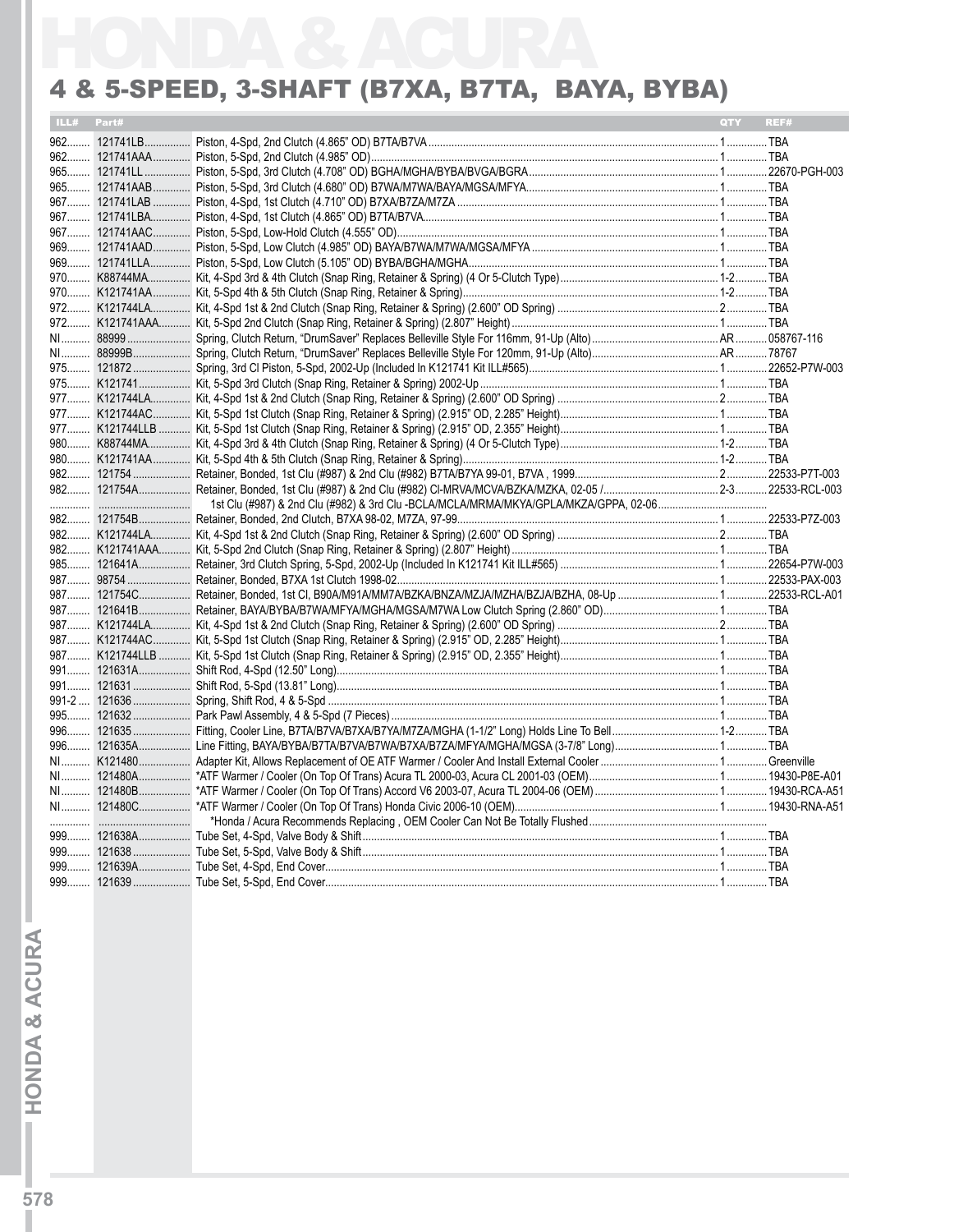# HONDA & ACURA

## 4 & 5-SPEED, 3-SHAFT (B7XA, B7TA, BAYA, BYBA)

| ILL# | Part# | | QTY | REF# |
|---|---|---|---|---|
| 962 | 121741LB | Piston, 4-Spd, 2nd Clutch (4.865" OD) B7TA/B7VA | 1 | TBA |
| 962 | 121741AAA | Piston, 5-Spd, 2nd Clutch (4.985" OD) | 1 | TBA |
| 965 | 121741LL | Piston, 5-Spd, 3rd Clutch (4.708" OD) BGHA/MGHA/BYBA/BVGA/BGRA | 1 | 22670-PGH-003 |
| 965 | 121741AAB | Piston, 5-Spd, 3rd Clutch (4.680" OD) B7WA/M7WA/BAYA/MGSA/MFYA | 1 | TBA |
| 967 | 121741LAB | Piston, 4-Spd, 1st Clutch (4.710" OD) B7XA/B7ZA/M7ZA | 1 | TBA |
| 967 | 121741LBA | Piston, 4-Spd, 1st Clutch (4.865" OD) B7TA/B7VA | 1 | TBA |
| 967 | 121741AAC | Piston, 5-Spd, Low-Hold Clutch (4.555" OD) | 1 | TBA |
| 969 | 121741AAD | Piston, 5-Spd, Low Clutch (4.985" OD) BAYA/B7WA/M7WA/MGSA/MFYA | 1 | TBA |
| 969 | 121741LLA | Piston, 5-Spd, Low Clutch (5.105" OD) BYBA/BGHA/MGHA | 1 | TBA |
| 970 | K88744MA | Kit, 4-Spd 3rd & 4th Clutch (Snap Ring, Retainer & Spring) (4 Or 5-Clutch Type) | 1-2 | TBA |
| 970 | K121741AA | Kit, 5-Spd 4th & 5th Clutch (Snap Ring, Retainer & Spring) | 1-2 | TBA |
| 972 | K121744LA | Kit, 4-Spd 1st & 2nd Clutch (Snap Ring, Retainer & Spring) (2.600" OD Spring) | 2 | TBA |
| 972 | K121741AAA | Kit, 5-Spd 2nd Clutch (Snap Ring, Retainer & Spring) (2.807" Height) | 1 | TBA |
| NI | 88999 | Spring, Clutch Return, "DrumSaver" Replaces Belleville Style For 116mm, 91-Up (Alto) | AR | 058767-116 |
| NI | 88999B | Spring, Clutch Return, "DrumSaver" Replaces Belleville Style For 120mm, 91-Up (Alto) | AR | 78767 |
| 975 | 121872 | Spring, 3rd Cl Piston, 5-Spd, 2002-Up (Included In K121741 Kit ILL#565) | 1 | 22652-P7W-003 |
| 975 | K121741 | Kit, 5-Spd 3rd Clutch (Snap Ring, Retainer & Spring) 2002-Up | 1 | TBA |
| 977 | K121744LA | Kit, 4-Spd 1st & 2nd Clutch (Snap Ring, Retainer & Spring) (2.600" OD Spring) | 2 | TBA |
| 977 | K121744AC | Kit, 5-Spd 1st Clutch (Snap Ring, Retainer & Spring) (2.915" OD, 2.285" Height) | 1 | TBA |
| 977 | K121744LLB | Kit, 5-Spd 1st Clutch (Snap Ring, Retainer & Spring) (2.915" OD, 2.355" Height) | 1 | TBA |
| 980 | K88744MA | Kit, 4-Spd 3rd & 4th Clutch (Snap Ring, Retainer & Spring) (4 Or 5-Clutch Type) | 1-2 | TBA |
| 980 | K121741AA | Kit, 5-Spd 4th & 5th Clutch (Snap Ring, Retainer & Spring) | 1-2 | TBA |
| 982 | 121754 | Retainer, Bonded, 1st Clu (#987) & 2nd Clu (#982) B7TA/B7YA 99-01, B7VA , 1999 | 2 | 22533-P7T-003 |
| 982 | 121754A | Retainer, Bonded, 1st Clu (#987) & 2nd Clu (#982) Cl-MRVA/MCVA/BZKA/MZKA, 02-05 / | 2-3 | 22533-RCL-003 |
| | | 1st Clu (#987) & 2nd Clu (#982) & 3rd Clu -BCLA/MCLA/MRMA/MKYA/GPLA/MKZA/GPPA, 02-06 | | |
| 982 | 121754B | Retainer, Bonded, 2nd Clutch, B7XA 98-02, M7ZA, 97-99 | 1 | 22533-P7Z-003 |
| 982 | K121744LA | Kit, 4-Spd 1st & 2nd Clutch (Snap Ring, Retainer & Spring) (2.600" OD Spring) | 2 | TBA |
| 982 | K121741AAA | Kit, 5-Spd 2nd Clutch (Snap Ring, Retainer & Spring) (2.807" Height) | 1 | TBA |
| 985 | 121641A | Retainer, 3rd Clutch Spring, 5-Spd, 2002-Up (Included In K121741 Kit ILL#565) | 1 | 22654-P7W-003 |
| 987 | 98754 | Retainer, Bonded, B7XA 1st Clutch 1998-02 | 1 | 22533-PAX-003 |
| 987 | 121754C | Retainer, Bonded, 1st Cl, B90A/M91A/MM7A/BZKA/BNZA/MZJA/MZHA/BZJA/BZHA, 08-Up | 1 | 22533-RCL-A01 |
| 987 | 121641B | Retainer, BAYA/BYBA/B7WA/MFYA/MGHA/MGSA/M7WA Low Clutch Spring (2.860" OD) | 1 | TBA |
| 987 | K121744LA | Kit, 4-Spd 1st & 2nd Clutch (Snap Ring, Retainer & Spring) (2.600" OD Spring) | 2 | TBA |
| 987 | K121744AC | Kit, 5-Spd 1st Clutch (Snap Ring, Retainer & Spring) (2.915" OD, 2.285" Height) | 1 | TBA |
| 987 | K121744LLB | Kit, 5-Spd 1st Clutch (Snap Ring, Retainer & Spring) (2.915" OD, 2.355" Height) | 1 | TBA |
| 991 | 121631A | Shift Rod, 4-Spd (12.50" Long) | 1 | TBA |
| 991 | 121631 | Shift Rod, 5-Spd (13.81" Long) | 1 | TBA |
| 991-2 | 121636 | Spring, Shift Rod, 4 & 5-Spd | 1 | TBA |
| 995 | 121632 | Park Pawl Assembly, 4 & 5-Spd (7 Pieces) | 1 | TBA |
| 996 | 121635 | Fitting, Cooler Line, B7TA/B7VA/B7XA/B7YA/M7ZA/MGHA (1-1/2" Long) Holds Line To Bell | 1-2 | TBA |
| 996 | 121635A | Line Fitting, BAYA/BYBA/B7TA/B7VA/B7WA/B7XA/B7ZA/MFYA/MGHA/MGSA (3-7/8" Long) | 1 | TBA |
| NI | K121480 | Adapter Kit, Allows Replacement of OE ATF Warmer / Cooler And Install External Cooler | 1 | Greenville |
| NI | 121480A | *ATF Warmer / Cooler (On Top Of Trans) Acura TL 2000-03, Acura CL 2001-03 (OEM) | 1 | 19430-P8E-A01 |
| NI | 121480B | *ATF Warmer / Cooler (On Top Of Trans) Accord V6 2003-07, Acura TL 2004-06 (OEM) | 1 | 19430-RCA-A51 |
| NI | 121480C | *ATF Warmer / Cooler (On Top Of Trans) Honda Civic 2006-10 (OEM) | 1 | 19430-RNA-A51 |
| | | *Honda / Acura Recommends Replacing , OEM Cooler Can Not Be Totally Flushed | | |
| 999 | 121638A | Tube Set, 4-Spd, Valve Body & Shift | 1 | TBA |
| 999 | 121638 | Tube Set, 5-Spd, Valve Body & Shift | 1 | TBA |
| 999 | 121639A | Tube Set, 4-Spd, End Cover | 1 | TBA |
| 999 | 121639 | Tube Set, 5-Spd, End Cover | 1 | TBA |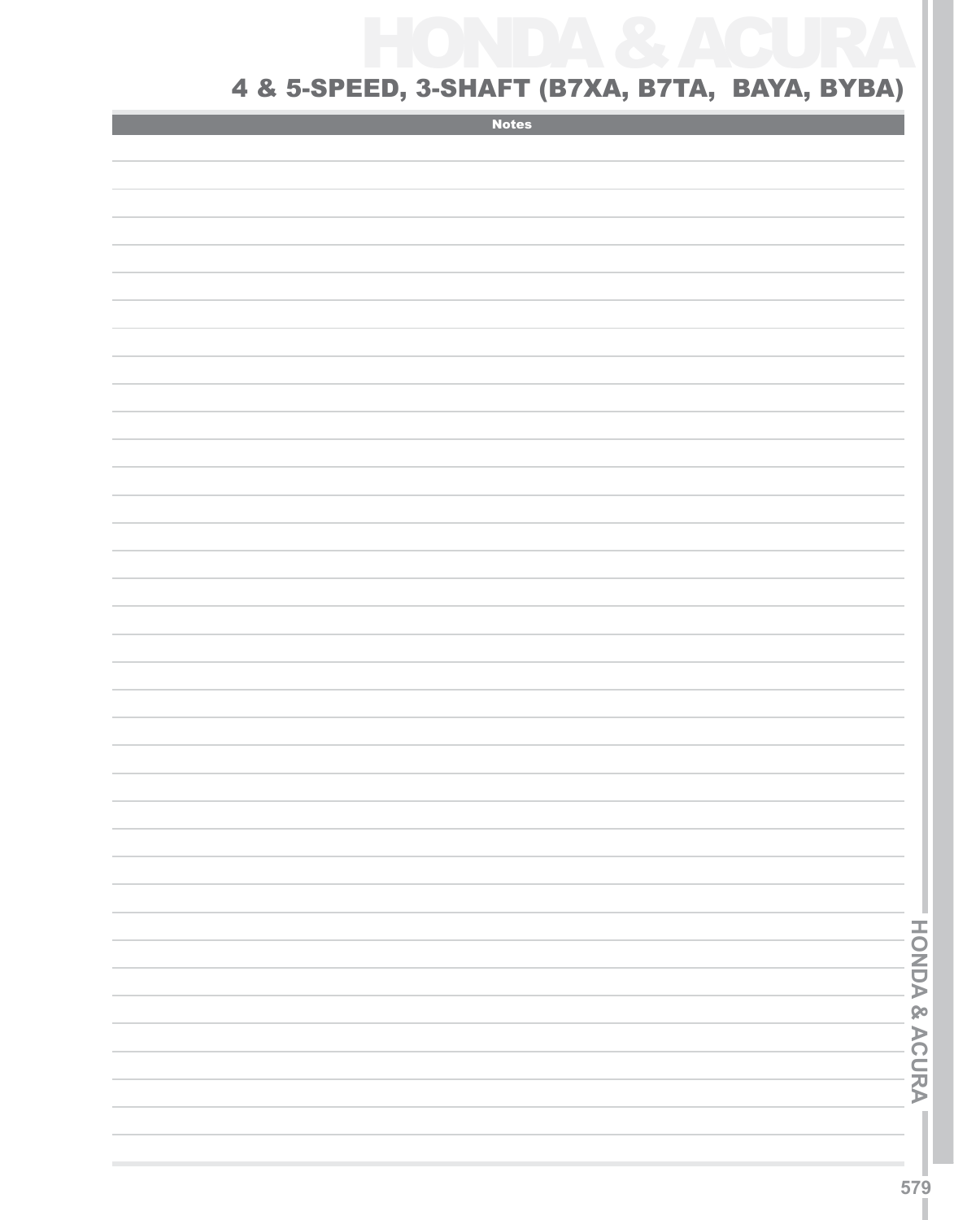## Notes